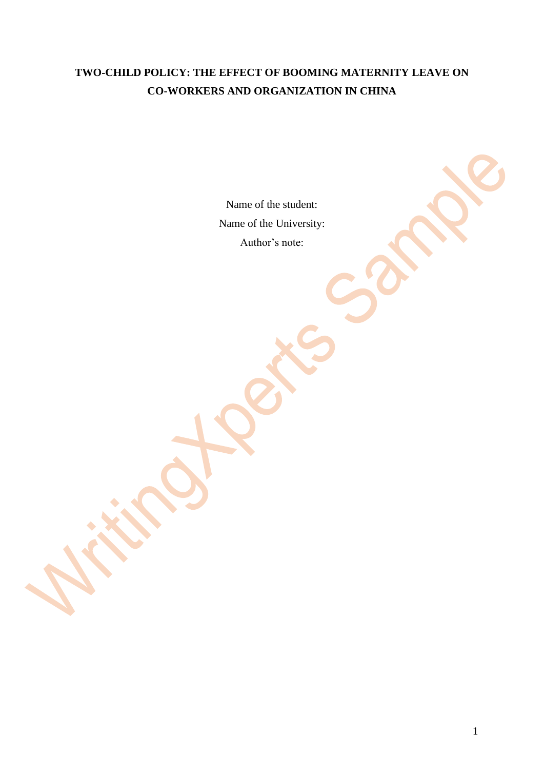# TWO-CHILD POLICY: THE EFFECT OF BOOMING MATERNITY LEAVE ON CO-WORKERS AND ORGANIZATION IN CHINA

Name of the student:

Name of the University:

Author's note: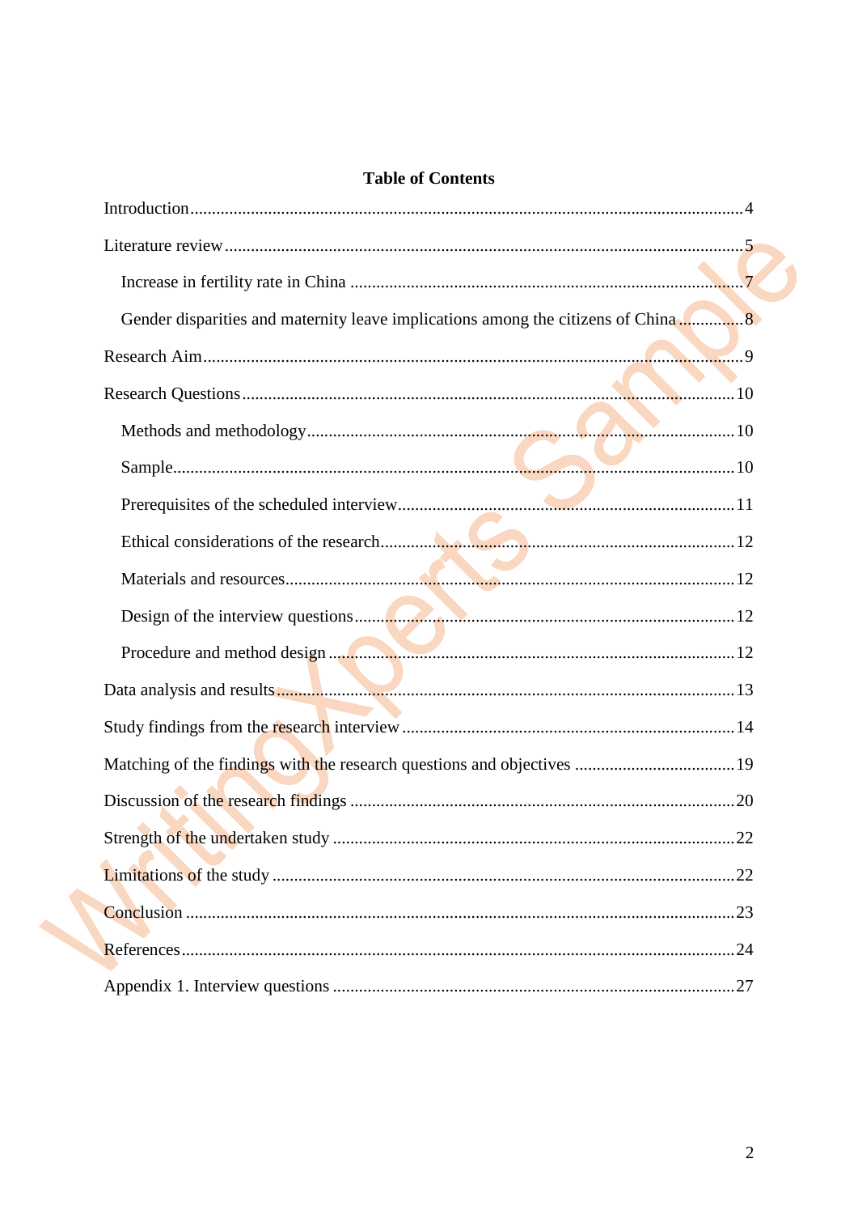**Table of Contents**

Introduction ........................................................................................................................ 4

Literature review ................................................................................................................ 5

  Increase in fertility rate in China ................................................................................... 7

  Gender disparities and maternity leave implications among the citizens of China ............... 8

Research Aim ..................................................................................................................... 9

Research Questions ........................................................................................................... 10

  Methods and methodology ........................................................................................... 10

  Sample ....................................................................................................................... 10

  Prerequisites of the scheduled interview ......................................................................... 11

  Ethical considerations of the research ............................................................................. 12

  Materials and resources ................................................................................................ 12

  Design of the interview questions .................................................................................. 12

  Procedure and method design ....................................................................................... 12

Data analysis and results .................................................................................................. 13

Study findings from the research interview ........................................................................ 14

Matching of the findings with the research questions and objectives ..................................... 19

Discussion of the research findings .................................................................................... 20

Strength of the undertaken study ........................................................................................ 22

Limitations of the study ..................................................................................................... 22

Conclusion ....................................................................................................................... 23

References ........................................................................................................................ 24

Appendix 1. Interview questions ........................................................................................ 27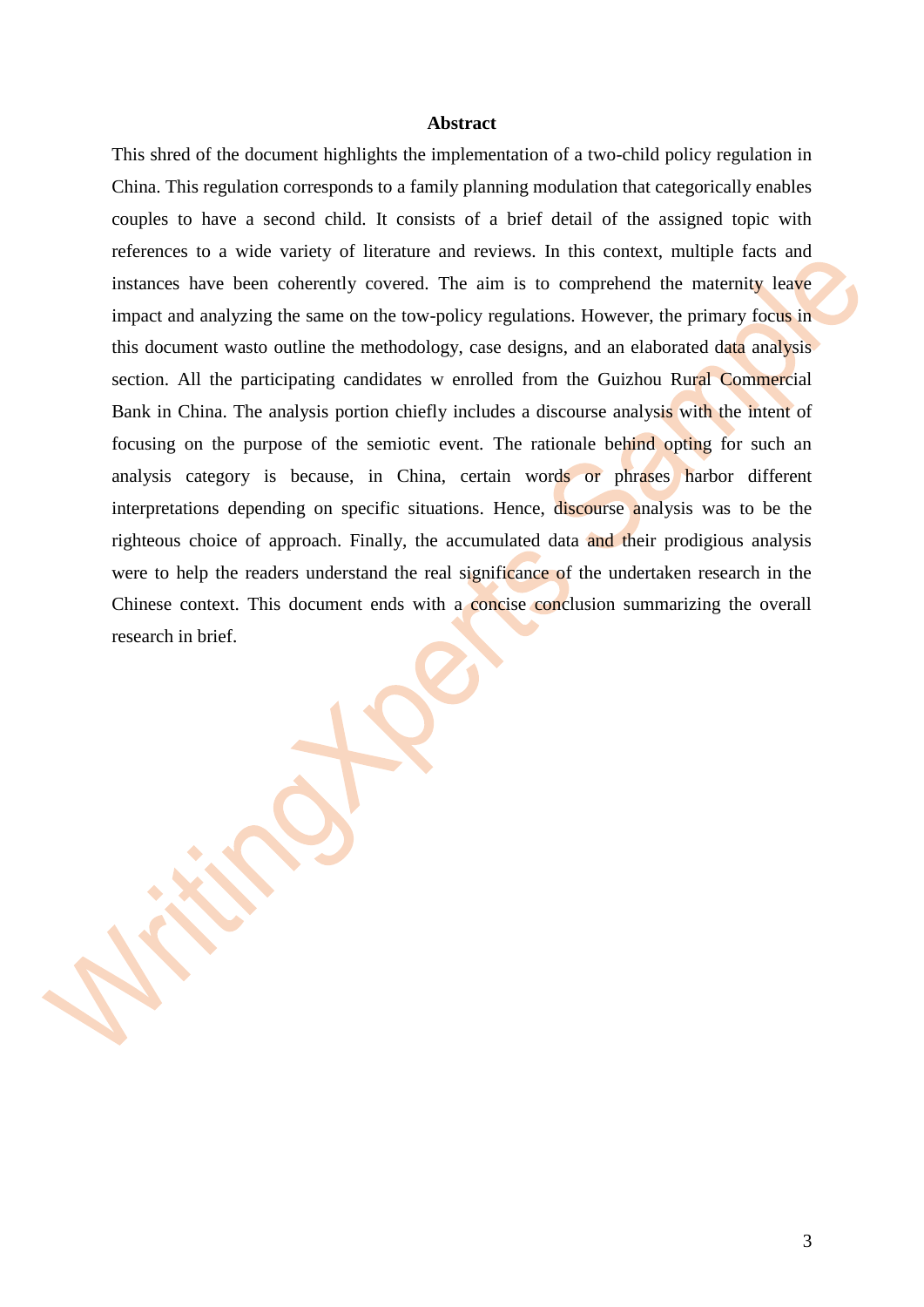**Abstract**

This shred of the document highlights the implementation of a two-child policy regulation in China. This regulation corresponds to a family planning modulation that categorically enables couples to have a second child. It consists of a brief detail of the assigned topic with references to a wide variety of literature and reviews. In this context, multiple facts and instances have been coherently covered. The aim is to comprehend the maternity leave impact and analyzing the same on the tow-policy regulations. However, the primary focus in this document wasto outline the methodology, case designs, and an elaborated data analysis section. All the participating candidates w enrolled from the Guizhou Rural Commercial Bank in China. The analysis portion chiefly includes a discourse analysis with the intent of focusing on the purpose of the semiotic event. The rationale behind opting for such an analysis category is because, in China, certain words or phrases harbor different interpretations depending on specific situations. Hence, discourse analysis was to be the righteous choice of approach. Finally, the accumulated data and their prodigious analysis were to help the readers understand the real significance of the undertaken research in the Chinese context. This document ends with a concise conclusion summarizing the overall research in brief.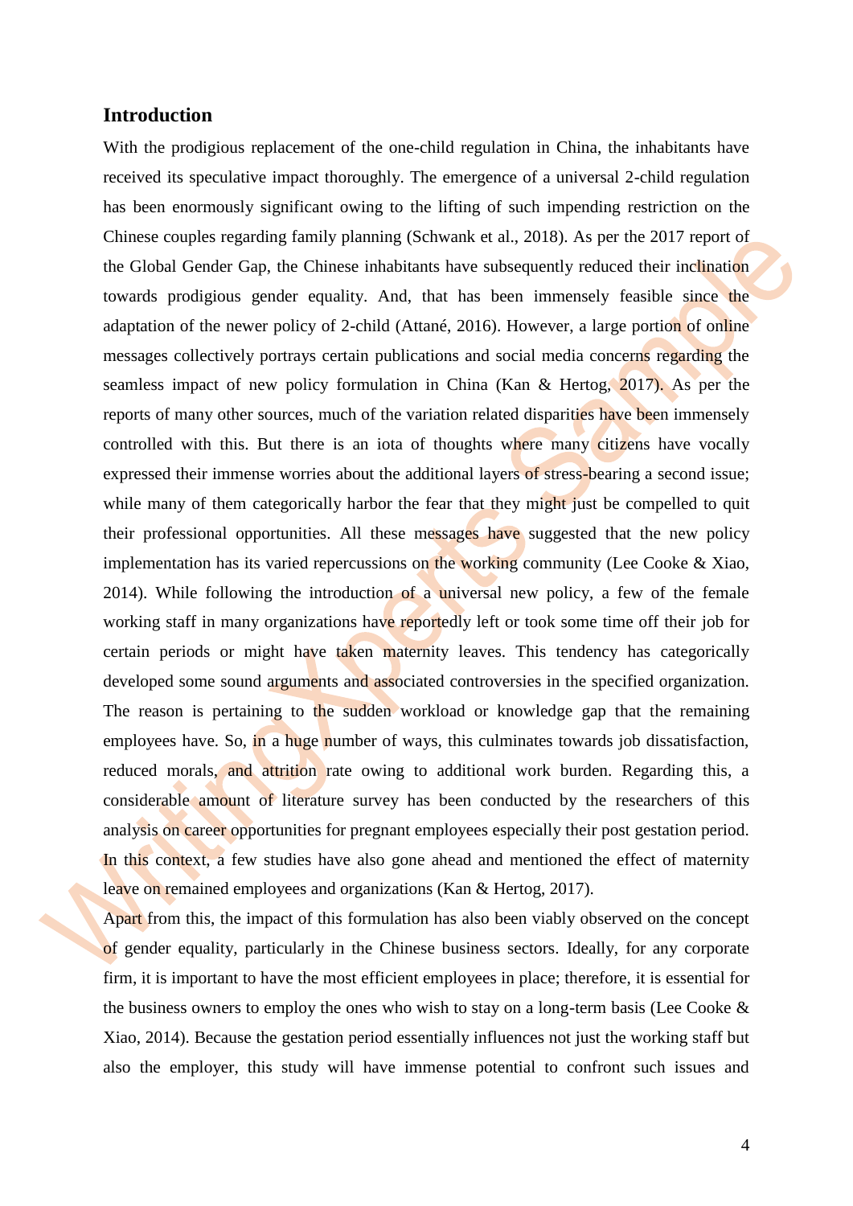## Introduction

With the prodigious replacement of the one-child regulation in China, the inhabitants have received its speculative impact thoroughly. The emergence of a universal 2-child regulation has been enormously significant owing to the lifting of such impending restriction on the Chinese couples regarding family planning (Schwank et al., 2018). As per the 2017 report of the Global Gender Gap, the Chinese inhabitants have subsequently reduced their inclination towards prodigious gender equality. And, that has been immensely feasible since the adaptation of the newer policy of 2-child (Attané, 2016). However, a large portion of online messages collectively portrays certain publications and social media concerns regarding the seamless impact of new policy formulation in China (Kan & Hertog, 2017). As per the reports of many other sources, much of the variation related disparities have been immensely controlled with this. But there is an iota of thoughts where many citizens have vocally expressed their immense worries about the additional layers of stress-bearing a second issue; while many of them categorically harbor the fear that they might just be compelled to quit their professional opportunities. All these messages have suggested that the new policy implementation has its varied repercussions on the working community (Lee Cooke & Xiao, 2014). While following the introduction of a universal new policy, a few of the female working staff in many organizations have reportedly left or took some time off their job for certain periods or might have taken maternity leaves. This tendency has categorically developed some sound arguments and associated controversies in the specified organization. The reason is pertaining to the sudden workload or knowledge gap that the remaining employees have. So, in a huge number of ways, this culminates towards job dissatisfaction, reduced morals, and attrition rate owing to additional work burden. Regarding this, a considerable amount of literature survey has been conducted by the researchers of this analysis on career opportunities for pregnant employees especially their post gestation period. In this context, a few studies have also gone ahead and mentioned the effect of maternity leave on remained employees and organizations (Kan & Hertog, 2017).

Apart from this, the impact of this formulation has also been viably observed on the concept of gender equality, particularly in the Chinese business sectors. Ideally, for any corporate firm, it is important to have the most efficient employees in place; therefore, it is essential for the business owners to employ the ones who wish to stay on a long-term basis (Lee Cooke & Xiao, 2014). Because the gestation period essentially influences not just the working staff but also the employer, this study will have immense potential to confront such issues and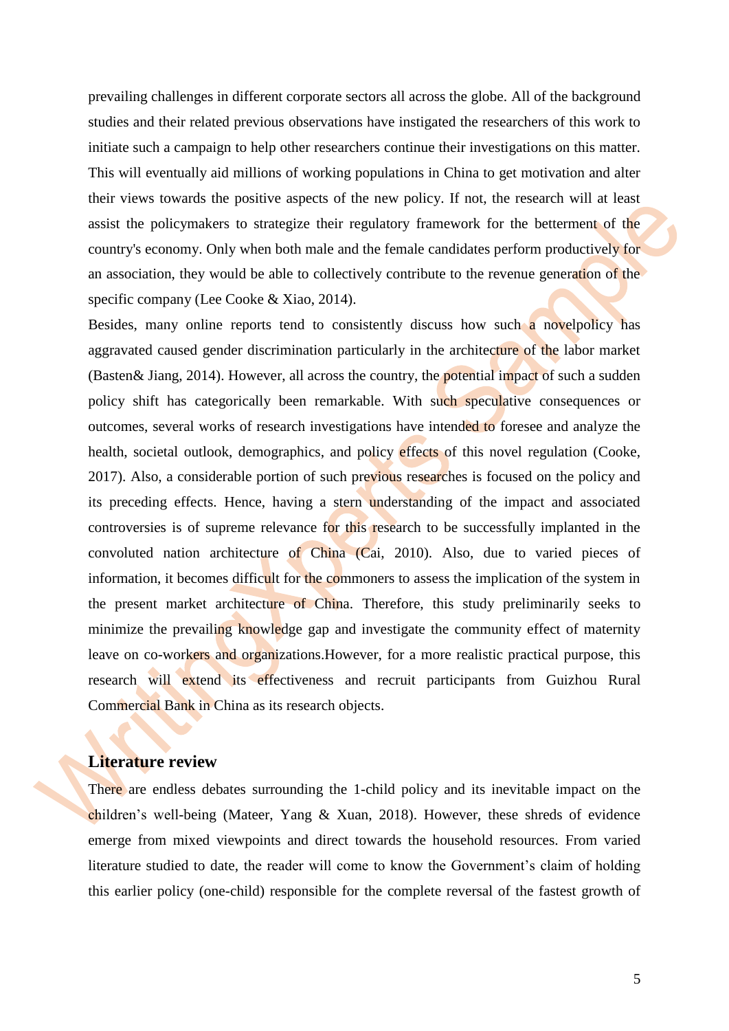prevailing challenges in different corporate sectors all across the globe. All of the background studies and their related previous observations have instigated the researchers of this work to initiate such a campaign to help other researchers continue their investigations on this matter. This will eventually aid millions of working populations in China to get motivation and alter their views towards the positive aspects of the new policy. If not, the research will at least assist the policymakers to strategize their regulatory framework for the betterment of the country's economy. Only when both male and the female candidates perform productively for an association, they would be able to collectively contribute to the revenue generation of the specific company (Lee Cooke & Xiao, 2014).

Besides, many online reports tend to consistently discuss how such a novelpolicy has aggravated caused gender discrimination particularly in the architecture of the labor market (Basten& Jiang, 2014). However, all across the country, the potential impact of such a sudden policy shift has categorically been remarkable. With such speculative consequences or outcomes, several works of research investigations have intended to foresee and analyze the health, societal outlook, demographics, and policy effects of this novel regulation (Cooke, 2017). Also, a considerable portion of such previous researches is focused on the policy and its preceding effects. Hence, having a stern understanding of the impact and associated controversies is of supreme relevance for this research to be successfully implanted in the convoluted nation architecture of China (Cai, 2010). Also, due to varied pieces of information, it becomes difficult for the commoners to assess the implication of the system in the present market architecture of China. Therefore, this study preliminarily seeks to minimize the prevailing knowledge gap and investigate the community effect of maternity leave on co-workers and organizations.However, for a more realistic practical purpose, this research will extend its effectiveness and recruit participants from Guizhou Rural Commercial Bank in China as its research objects.

## Literature review

There are endless debates surrounding the 1-child policy and its inevitable impact on the children's well-being (Mateer, Yang & Xuan, 2018). However, these shreds of evidence emerge from mixed viewpoints and direct towards the household resources. From varied literature studied to date, the reader will come to know the Government's claim of holding this earlier policy (one-child) responsible for the complete reversal of the fastest growth of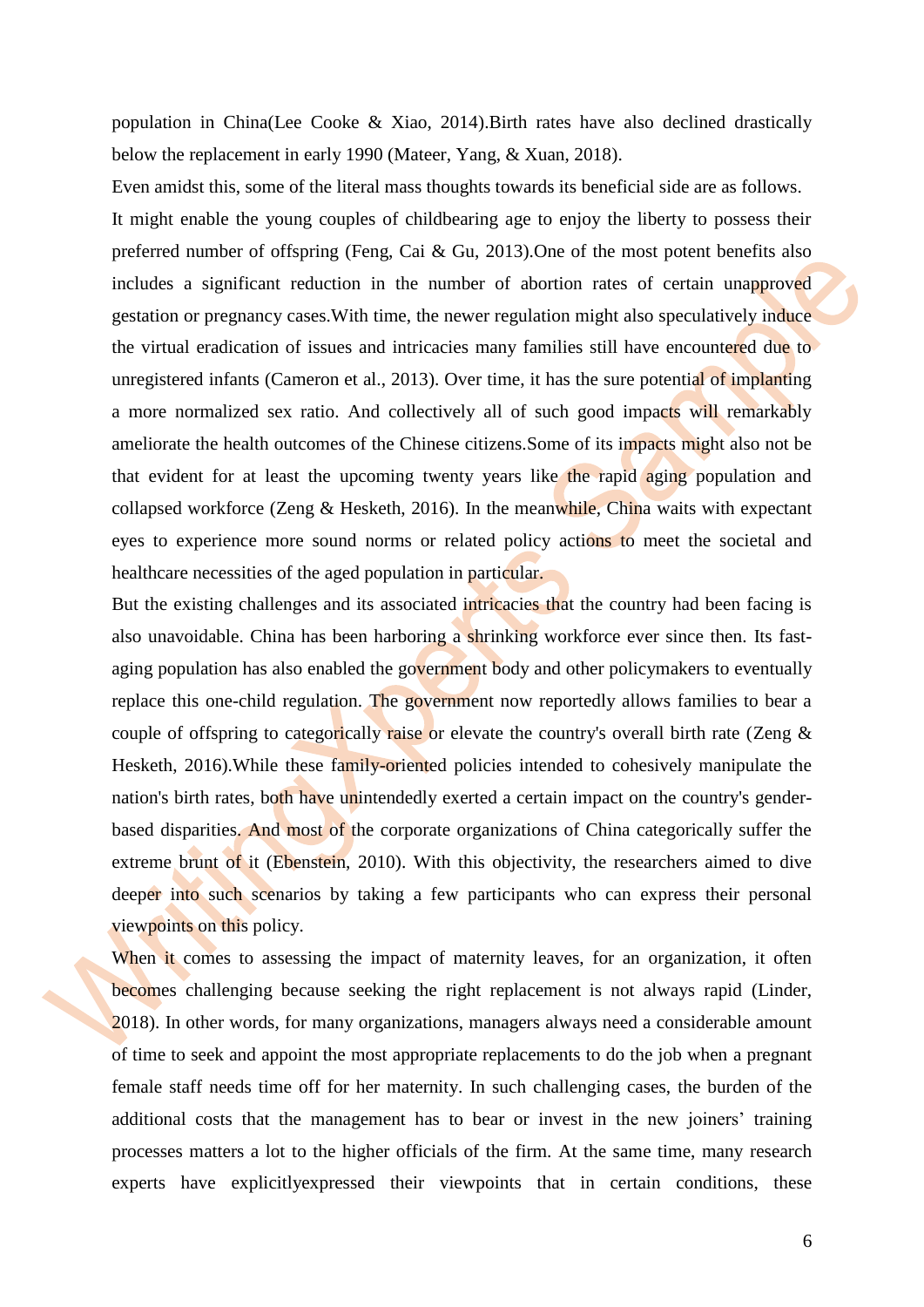population in China(Lee Cooke & Xiao, 2014).Birth rates have also declined drastically below the replacement in early 1990 (Mateer, Yang, & Xuan, 2018).

Even amidst this, some of the literal mass thoughts towards its beneficial side are as follows.

It might enable the young couples of childbearing age to enjoy the liberty to possess their preferred number of offspring (Feng, Cai & Gu, 2013).One of the most potent benefits also includes a significant reduction in the number of abortion rates of certain unapproved gestation or pregnancy cases.With time, the newer regulation might also speculatively induce the virtual eradication of issues and intricacies many families still have encountered due to unregistered infants (Cameron et al., 2013). Over time, it has the sure potential of implanting a more normalized sex ratio. And collectively all of such good impacts will remarkably ameliorate the health outcomes of the Chinese citizens.Some of its impacts might also not be that evident for at least the upcoming twenty years like the rapid aging population and collapsed workforce (Zeng & Hesketh, 2016). In the meanwhile, China waits with expectant eyes to experience more sound norms or related policy actions to meet the societal and healthcare necessities of the aged population in particular.

But the existing challenges and its associated intricacies that the country had been facing is also unavoidable. China has been harboring a shrinking workforce ever since then. Its fast-aging population has also enabled the government body and other policymakers to eventually replace this one-child regulation. The government now reportedly allows families to bear a couple of offspring to categorically raise or elevate the country's overall birth rate (Zeng & Hesketh, 2016).While these family-oriented policies intended to cohesively manipulate the nation's birth rates, both have unintendedly exerted a certain impact on the country's gender-based disparities. And most of the corporate organizations of China categorically suffer the extreme brunt of it (Ebenstein, 2010). With this objectivity, the researchers aimed to dive deeper into such scenarios by taking a few participants who can express their personal viewpoints on this policy.

When it comes to assessing the impact of maternity leaves, for an organization, it often becomes challenging because seeking the right replacement is not always rapid (Linder, 2018). In other words, for many organizations, managers always need a considerable amount of time to seek and appoint the most appropriate replacements to do the job when a pregnant female staff needs time off for her maternity. In such challenging cases, the burden of the additional costs that the management has to bear or invest in the new joiners' training processes matters a lot to the higher officials of the firm. At the same time, many research experts have explicitlyexpressed their viewpoints that in certain conditions, these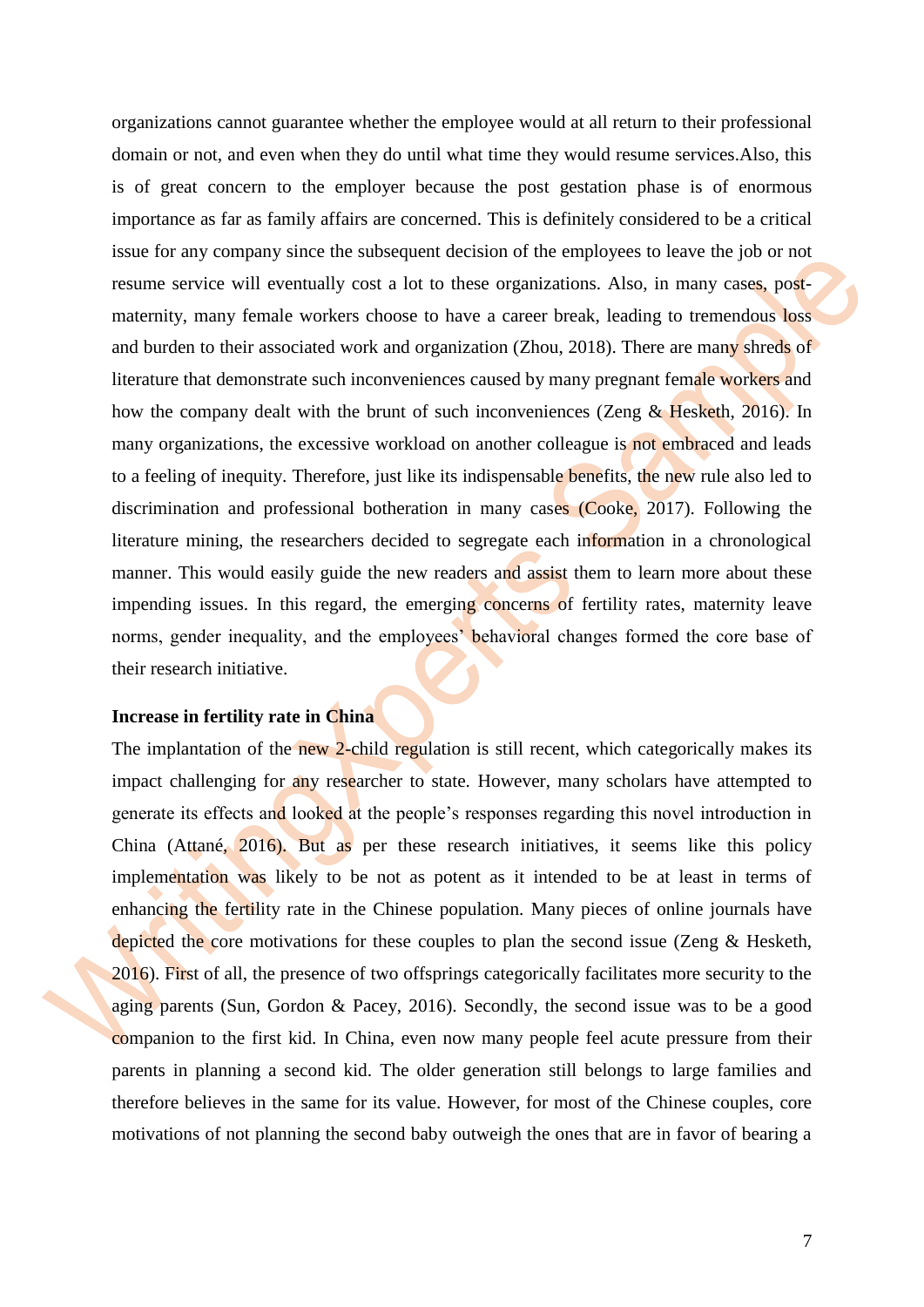organizations cannot guarantee whether the employee would at all return to their professional domain or not, and even when they do until what time they would resume services.Also, this is of great concern to the employer because the post gestation phase is of enormous importance as far as family affairs are concerned. This is definitely considered to be a critical issue for any company since the subsequent decision of the employees to leave the job or not resume service will eventually cost a lot to these organizations. Also, in many cases, post-maternity, many female workers choose to have a career break, leading to tremendous loss and burden to their associated work and organization (Zhou, 2018). There are many shreds of literature that demonstrate such inconveniences caused by many pregnant female workers and how the company dealt with the brunt of such inconveniences (Zeng & Hesketh, 2016). In many organizations, the excessive workload on another colleague is not embraced and leads to a feeling of inequity. Therefore, just like its indispensable benefits, the new rule also led to discrimination and professional botheration in many cases (Cooke, 2017). Following the literature mining, the researchers decided to segregate each information in a chronological manner. This would easily guide the new readers and assist them to learn more about these impending issues. In this regard, the emerging concerns of fertility rates, maternity leave norms, gender inequality, and the employees' behavioral changes formed the core base of their research initiative.

**Increase in fertility rate in China**

The implantation of the new 2-child regulation is still recent, which categorically makes its impact challenging for any researcher to state. However, many scholars have attempted to generate its effects and looked at the people's responses regarding this novel introduction in China (Attané, 2016). But as per these research initiatives, it seems like this policy implementation was likely to be not as potent as it intended to be at least in terms of enhancing the fertility rate in the Chinese population. Many pieces of online journals have depicted the core motivations for these couples to plan the second issue (Zeng & Hesketh, 2016). First of all, the presence of two offsprings categorically facilitates more security to the aging parents (Sun, Gordon & Pacey, 2016). Secondly, the second issue was to be a good companion to the first kid. In China, even now many people feel acute pressure from their parents in planning a second kid. The older generation still belongs to large families and therefore believes in the same for its value. However, for most of the Chinese couples, core motivations of not planning the second baby outweigh the ones that are in favor of bearing a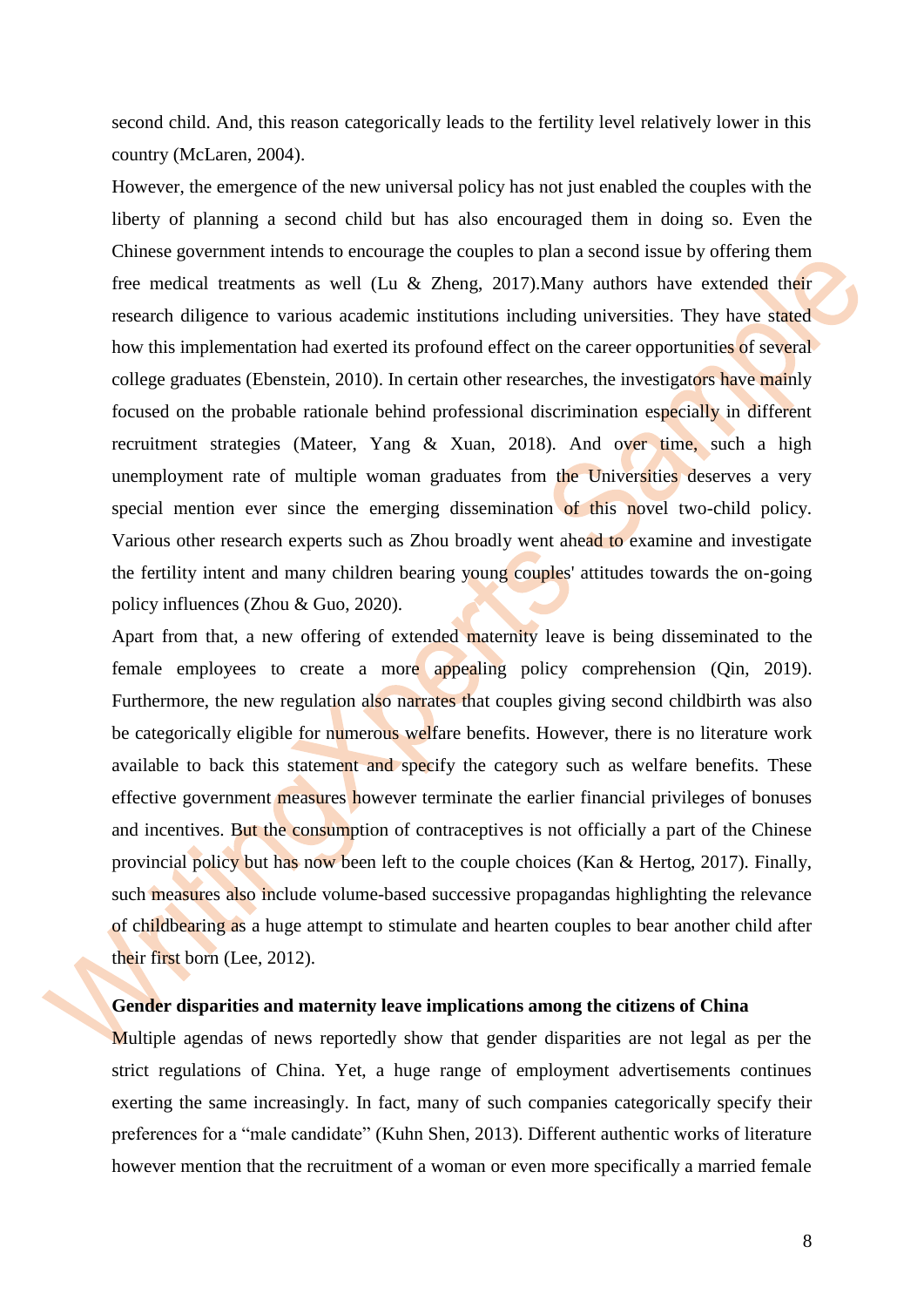second child. And, this reason categorically leads to the fertility level relatively lower in this country (McLaren, 2004).

However, the emergence of the new universal policy has not just enabled the couples with the liberty of planning a second child but has also encouraged them in doing so. Even the Chinese government intends to encourage the couples to plan a second issue by offering them free medical treatments as well (Lu & Zheng, 2017).Many authors have extended their research diligence to various academic institutions including universities. They have stated how this implementation had exerted its profound effect on the career opportunities of several college graduates (Ebenstein, 2010). In certain other researches, the investigators have mainly focused on the probable rationale behind professional discrimination especially in different recruitment strategies (Mateer, Yang & Xuan, 2018). And over time, such a high unemployment rate of multiple woman graduates from the Universities deserves a very special mention ever since the emerging dissemination of this novel two-child policy. Various other research experts such as Zhou broadly went ahead to examine and investigate the fertility intent and many children bearing young couples' attitudes towards the on-going policy influences (Zhou & Guo, 2020).

Apart from that, a new offering of extended maternity leave is being disseminated to the female employees to create a more appealing policy comprehension (Qin, 2019). Furthermore, the new regulation also narrates that couples giving second childbirth was also be categorically eligible for numerous welfare benefits. However, there is no literature work available to back this statement and specify the category such as welfare benefits. These effective government measures however terminate the earlier financial privileges of bonuses and incentives. But the consumption of contraceptives is not officially a part of the Chinese provincial policy but has now been left to the couple choices (Kan & Hertog, 2017). Finally, such measures also include volume-based successive propagandas highlighting the relevance of childbearing as a huge attempt to stimulate and hearten couples to bear another child after their first born (Lee, 2012).

**Gender disparities and maternity leave implications among the citizens of China**

Multiple agendas of news reportedly show that gender disparities are not legal as per the strict regulations of China. Yet, a huge range of employment advertisements continues exerting the same increasingly. In fact, many of such companies categorically specify their preferences for a "male candidate" (Kuhn Shen, 2013). Different authentic works of literature however mention that the recruitment of a woman or even more specifically a married female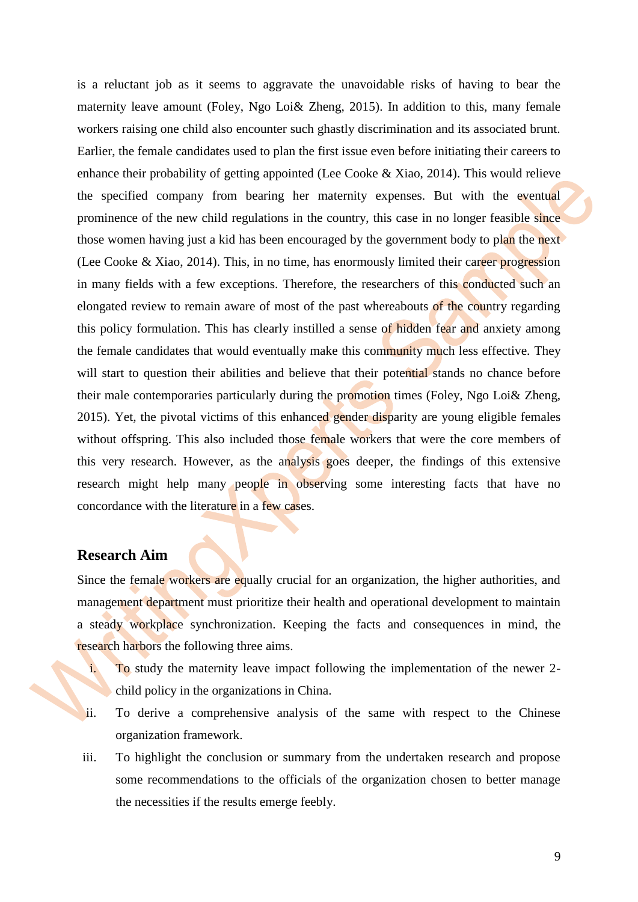is a reluctant job as it seems to aggravate the unavoidable risks of having to bear the maternity leave amount (Foley, Ngo Loi& Zheng, 2015). In addition to this, many female workers raising one child also encounter such ghastly discrimination and its associated brunt. Earlier, the female candidates used to plan the first issue even before initiating their careers to enhance their probability of getting appointed (Lee Cooke & Xiao, 2014). This would relieve the specified company from bearing her maternity expenses. But with the eventual prominence of the new child regulations in the country, this case in no longer feasible since those women having just a kid has been encouraged by the government body to plan the next (Lee Cooke & Xiao, 2014). This, in no time, has enormously limited their career progression in many fields with a few exceptions. Therefore, the researchers of this conducted such an elongated review to remain aware of most of the past whereabouts of the country regarding this policy formulation. This has clearly instilled a sense of hidden fear and anxiety among the female candidates that would eventually make this community much less effective. They will start to question their abilities and believe that their potential stands no chance before their male contemporaries particularly during the promotion times (Foley, Ngo Loi& Zheng, 2015). Yet, the pivotal victims of this enhanced gender disparity are young eligible females without offspring. This also included those female workers that were the core members of this very research. However, as the analysis goes deeper, the findings of this extensive research might help many people in observing some interesting facts that have no concordance with the literature in a few cases.

## Research Aim

Since the female workers are equally crucial for an organization, the higher authorities, and management department must prioritize their health and operational development to maintain a steady workplace synchronization. Keeping the facts and consequences in mind, the research harbors the following three aims.

i. To study the maternity leave impact following the implementation of the newer 2-child policy in the organizations in China.

ii. To derive a comprehensive analysis of the same with respect to the Chinese organization framework.

iii. To highlight the conclusion or summary from the undertaken research and propose some recommendations to the officials of the organization chosen to better manage the necessities if the results emerge feebly.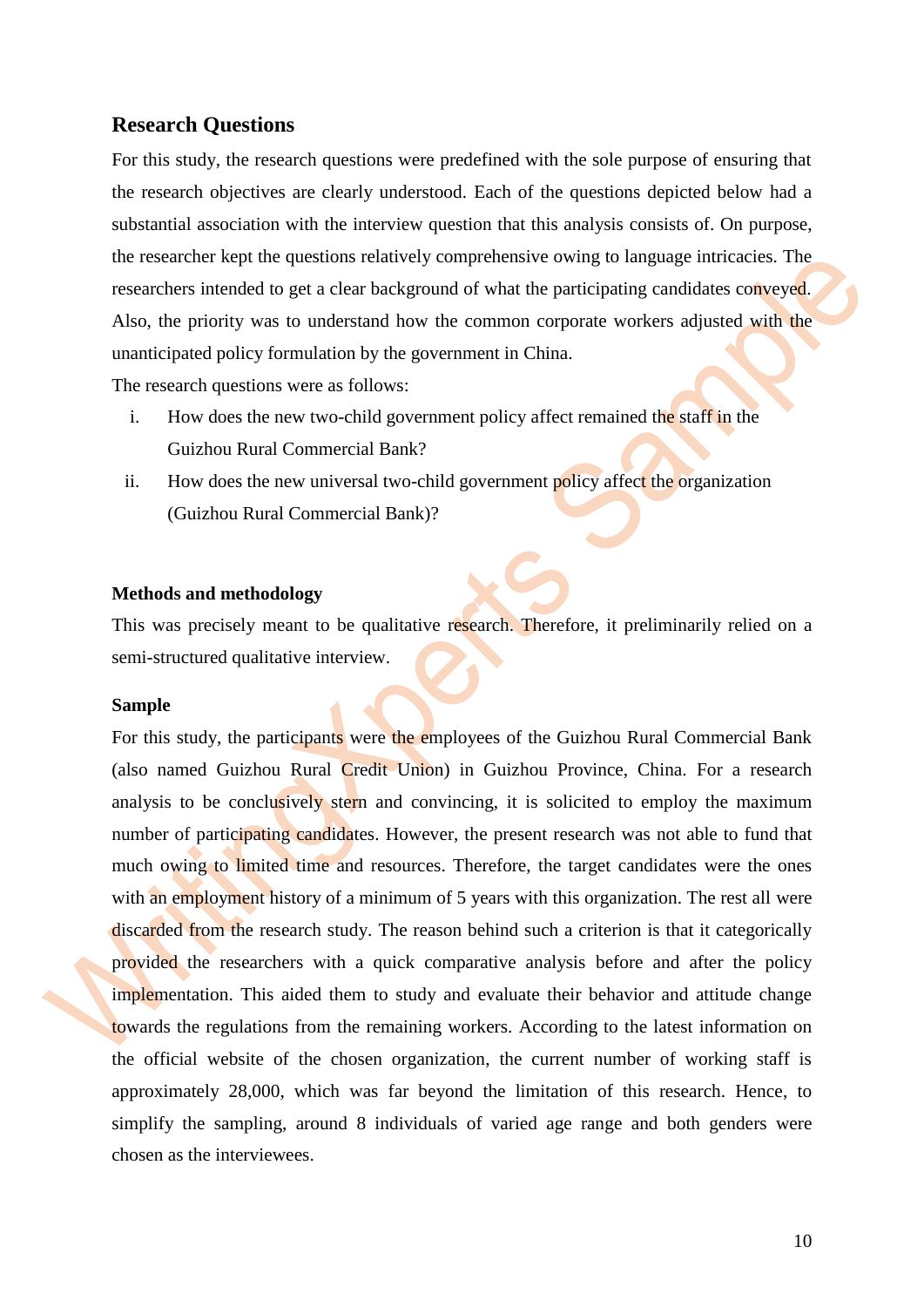## Research Questions

For this study, the research questions were predefined with the sole purpose of ensuring that the research objectives are clearly understood. Each of the questions depicted below had a substantial association with the interview question that this analysis consists of. On purpose, the researcher kept the questions relatively comprehensive owing to language intricacies. The researchers intended to get a clear background of what the participating candidates conveyed. Also, the priority was to understand how the common corporate workers adjusted with the unanticipated policy formulation by the government in China.

The research questions were as follows:

i. How does the new two-child government policy affect remained the staff in the Guizhou Rural Commercial Bank?

ii. How does the new universal two-child government policy affect the organization (Guizhou Rural Commercial Bank)?

### Methods and methodology

This was precisely meant to be qualitative research. Therefore, it preliminarily relied on a semi-structured qualitative interview.

### Sample

For this study, the participants were the employees of the Guizhou Rural Commercial Bank (also named Guizhou Rural Credit Union) in Guizhou Province, China. For a research analysis to be conclusively stern and convincing, it is solicited to employ the maximum number of participating candidates. However, the present research was not able to fund that much owing to limited time and resources. Therefore, the target candidates were the ones with an employment history of a minimum of 5 years with this organization. The rest all were discarded from the research study. The reason behind such a criterion is that it categorically provided the researchers with a quick comparative analysis before and after the policy implementation. This aided them to study and evaluate their behavior and attitude change towards the regulations from the remaining workers. According to the latest information on the official website of the chosen organization, the current number of working staff is approximately 28,000, which was far beyond the limitation of this research. Hence, to simplify the sampling, around 8 individuals of varied age range and both genders were chosen as the interviewees.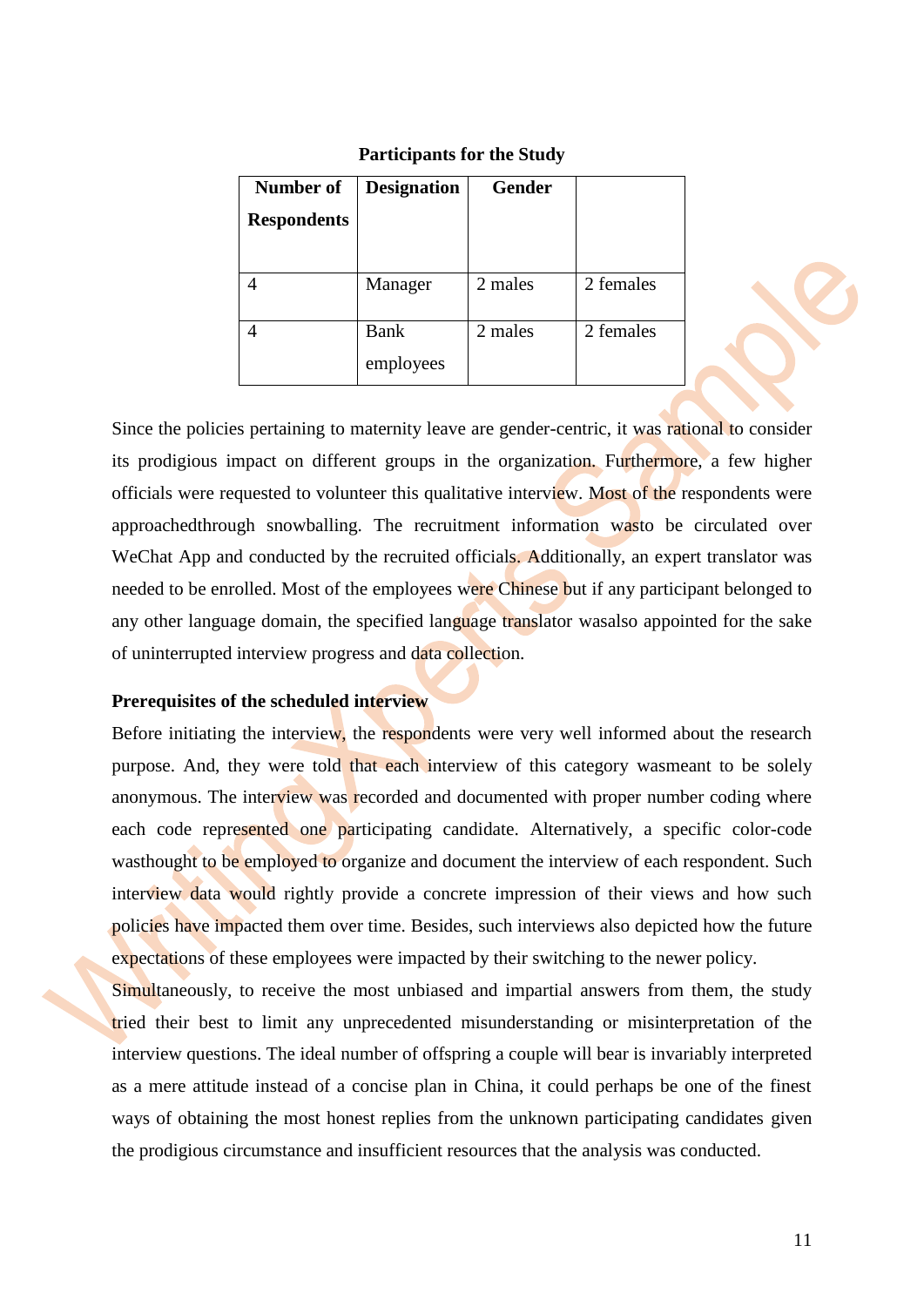**Participants for the Study**

| Number of Respondents | Designation | Gender | |
|---|---|---|---|
| 4 | Manager | 2 males | 2 females |
| 4 | Bank employees | 2 males | 2 females |

Since the policies pertaining to maternity leave are gender-centric, it was rational to consider its prodigious impact on different groups in the organization. Furthermore, a few higher officials were requested to volunteer this qualitative interview. Most of the respondents were approachedthrough snowballing. The recruitment information wasto be circulated over WeChat App and conducted by the recruited officials. Additionally, an expert translator was needed to be enrolled. Most of the employees were Chinese but if any participant belonged to any other language domain, the specified language translator wasalso appointed for the sake of uninterrupted interview progress and data collection.

**Prerequisites of the scheduled interview**

Before initiating the interview, the respondents were very well informed about the research purpose. And, they were told that each interview of this category wasmeant to be solely anonymous. The interview was recorded and documented with proper number coding where each code represented one participating candidate. Alternatively, a specific color-code wasthought to be employed to organize and document the interview of each respondent. Such interview data would rightly provide a concrete impression of their views and how such policies have impacted them over time. Besides, such interviews also depicted how the future expectations of these employees were impacted by their switching to the newer policy.

Simultaneously, to receive the most unbiased and impartial answers from them, the study tried their best to limit any unprecedented misunderstanding or misinterpretation of the interview questions. The ideal number of offspring a couple will bear is invariably interpreted as a mere attitude instead of a concise plan in China, it could perhaps be one of the finest ways of obtaining the most honest replies from the unknown participating candidates given the prodigious circumstance and insufficient resources that the analysis was conducted.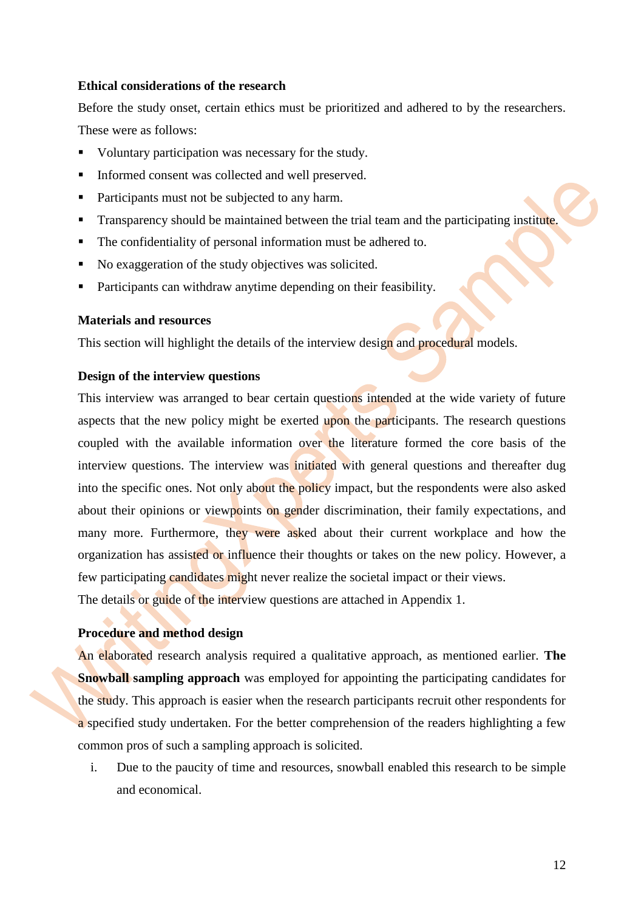### Ethical considerations of the research

Before the study onset, certain ethics must be prioritized and adhered to by the researchers. These were as follows:

- Voluntary participation was necessary for the study.
- Informed consent was collected and well preserved.
- Participants must not be subjected to any harm.
- Transparency should be maintained between the trial team and the participating institute.
- The confidentiality of personal information must be adhered to.
- No exaggeration of the study objectives was solicited.
- Participants can withdraw anytime depending on their feasibility.

### Materials and resources

This section will highlight the details of the interview design and procedural models.

### Design of the interview questions

This interview was arranged to bear certain questions intended at the wide variety of future aspects that the new policy might be exerted upon the participants. The research questions coupled with the available information over the literature formed the core basis of the interview questions. The interview was initiated with general questions and thereafter dug into the specific ones. Not only about the policy impact, but the respondents were also asked about their opinions or viewpoints on gender discrimination, their family expectations, and many more. Furthermore, they were asked about their current workplace and how the organization has assisted or influence their thoughts or takes on the new policy. However, a few participating candidates might never realize the societal impact or their views.

The details or guide of the interview questions are attached in Appendix 1.

### Procedure and method design

An elaborated research analysis required a qualitative approach, as mentioned earlier. **The Snowball sampling approach** was employed for appointing the participating candidates for the study. This approach is easier when the research participants recruit other respondents for a specified study undertaken. For the better comprehension of the readers highlighting a few common pros of such a sampling approach is solicited.

i. Due to the paucity of time and resources, snowball enabled this research to be simple and economical.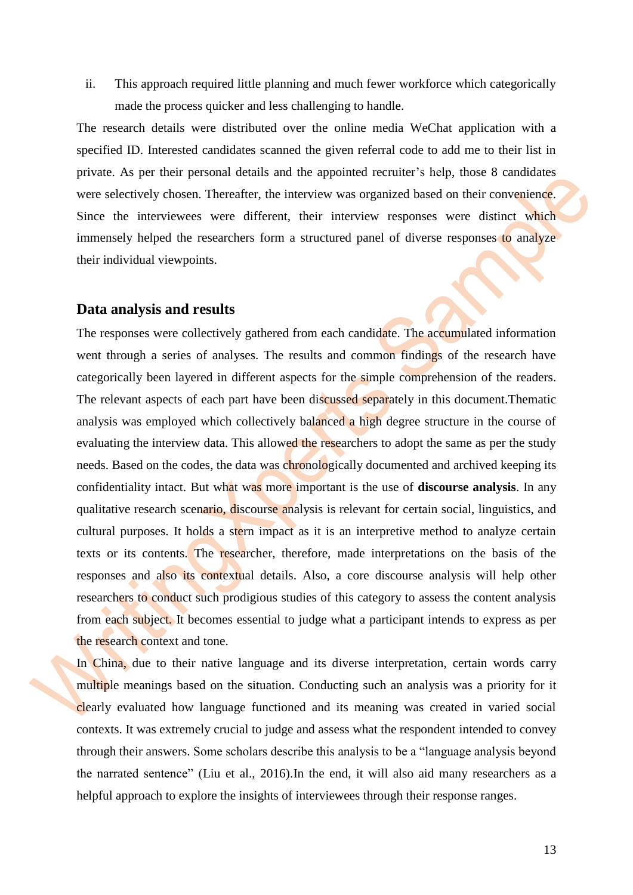ii. This approach required little planning and much fewer workforce which categorically made the process quicker and less challenging to handle.

The research details were distributed over the online media WeChat application with a specified ID. Interested candidates scanned the given referral code to add me to their list in private. As per their personal details and the appointed recruiter's help, those 8 candidates were selectively chosen. Thereafter, the interview was organized based on their convenience. Since the interviewees were different, their interview responses were distinct which immensely helped the researchers form a structured panel of diverse responses to analyze their individual viewpoints.

## Data analysis and results

The responses were collectively gathered from each candidate. The accumulated information went through a series of analyses. The results and common findings of the research have categorically been layered in different aspects for the simple comprehension of the readers. The relevant aspects of each part have been discussed separately in this document.Thematic analysis was employed which collectively balanced a high degree structure in the course of evaluating the interview data. This allowed the researchers to adopt the same as per the study needs. Based on the codes, the data was chronologically documented and archived keeping its confidentiality intact. But what was more important is the use of **discourse analysis**. In any qualitative research scenario, discourse analysis is relevant for certain social, linguistics, and cultural purposes. It holds a stern impact as it is an interpretive method to analyze certain texts or its contents. The researcher, therefore, made interpretations on the basis of the responses and also its contextual details. Also, a core discourse analysis will help other researchers to conduct such prodigious studies of this category to assess the content analysis from each subject. It becomes essential to judge what a participant intends to express as per the research context and tone.

In China, due to their native language and its diverse interpretation, certain words carry multiple meanings based on the situation. Conducting such an analysis was a priority for it clearly evaluated how language functioned and its meaning was created in varied social contexts. It was extremely crucial to judge and assess what the respondent intended to convey through their answers. Some scholars describe this analysis to be a "language analysis beyond the narrated sentence" (Liu et al., 2016).In the end, it will also aid many researchers as a helpful approach to explore the insights of interviewees through their response ranges.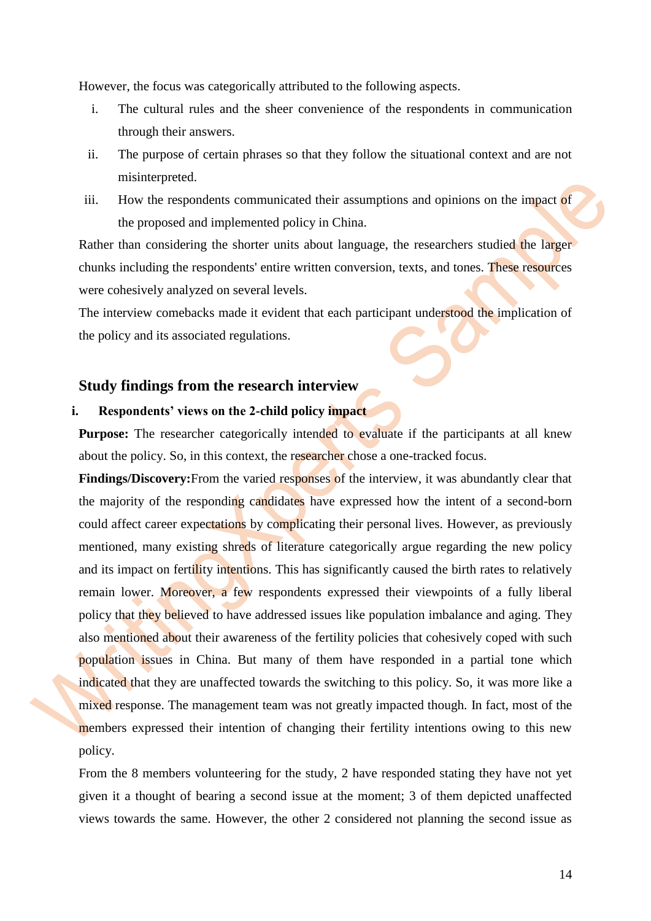However, the focus was categorically attributed to the following aspects.

i. The cultural rules and the sheer convenience of the respondents in communication through their answers.
ii. The purpose of certain phrases so that they follow the situational context and are not misinterpreted.
iii. How the respondents communicated their assumptions and opinions on the impact of the proposed and implemented policy in China.

Rather than considering the shorter units about language, the researchers studied the larger chunks including the respondents' entire written conversion, texts, and tones. These resources were cohesively analyzed on several levels.

The interview comebacks made it evident that each participant understood the implication of the policy and its associated regulations.

## Study findings from the research interview

### i. Respondents' views on the 2-child policy impact

**Purpose:** The researcher categorically intended to evaluate if the participants at all knew about the policy. So, in this context, the researcher chose a one-tracked focus.

**Findings/Discovery:** From the varied responses of the interview, it was abundantly clear that the majority of the responding candidates have expressed how the intent of a second-born could affect career expectations by complicating their personal lives. However, as previously mentioned, many existing shreds of literature categorically argue regarding the new policy and its impact on fertility intentions. This has significantly caused the birth rates to relatively remain lower. Moreover, a few respondents expressed their viewpoints of a fully liberal policy that they believed to have addressed issues like population imbalance and aging. They also mentioned about their awareness of the fertility policies that cohesively coped with such population issues in China. But many of them have responded in a partial tone which indicated that they are unaffected towards the switching to this policy. So, it was more like a mixed response. The management team was not greatly impacted though. In fact, most of the members expressed their intention of changing their fertility intentions owing to this new policy.

From the 8 members volunteering for the study, 2 have responded stating they have not yet given it a thought of bearing a second issue at the moment; 3 of them depicted unaffected views towards the same. However, the other 2 considered not planning the second issue as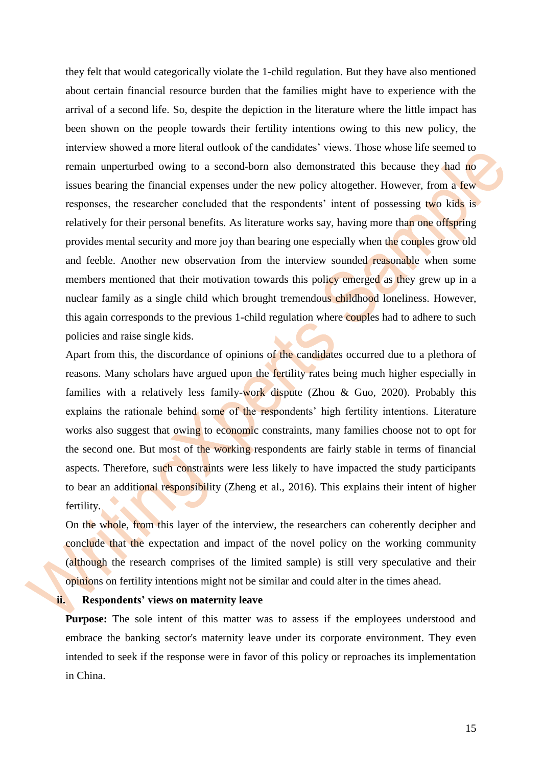they felt that would categorically violate the 1-child regulation. But they have also mentioned about certain financial resource burden that the families might have to experience with the arrival of a second life. So, despite the depiction in the literature where the little impact has been shown on the people towards their fertility intentions owing to this new policy, the interview showed a more literal outlook of the candidates' views. Those whose life seemed to remain unperturbed owing to a second-born also demonstrated this because they had no issues bearing the financial expenses under the new policy altogether. However, from a few responses, the researcher concluded that the respondents' intent of possessing two kids is relatively for their personal benefits. As literature works say, having more than one offspring provides mental security and more joy than bearing one especially when the couples grow old and feeble. Another new observation from the interview sounded reasonable when some members mentioned that their motivation towards this policy emerged as they grew up in a nuclear family as a single child which brought tremendous childhood loneliness. However, this again corresponds to the previous 1-child regulation where couples had to adhere to such policies and raise single kids.

Apart from this, the discordance of opinions of the candidates occurred due to a plethora of reasons. Many scholars have argued upon the fertility rates being much higher especially in families with a relatively less family-work dispute (Zhou & Guo, 2020). Probably this explains the rationale behind some of the respondents' high fertility intentions. Literature works also suggest that owing to economic constraints, many families choose not to opt for the second one. But most of the working respondents are fairly stable in terms of financial aspects. Therefore, such constraints were less likely to have impacted the study participants to bear an additional responsibility (Zheng et al., 2016). This explains their intent of higher fertility.

On the whole, from this layer of the interview, the researchers can coherently decipher and conclude that the expectation and impact of the novel policy on the working community (although the research comprises of the limited sample) is still very speculative and their opinions on fertility intentions might not be similar and could alter in the times ahead.

### ii. Respondents' views on maternity leave

**Purpose:** The sole intent of this matter was to assess if the employees understood and embrace the banking sector's maternity leave under its corporate environment. They even intended to seek if the response were in favor of this policy or reproaches its implementation in China.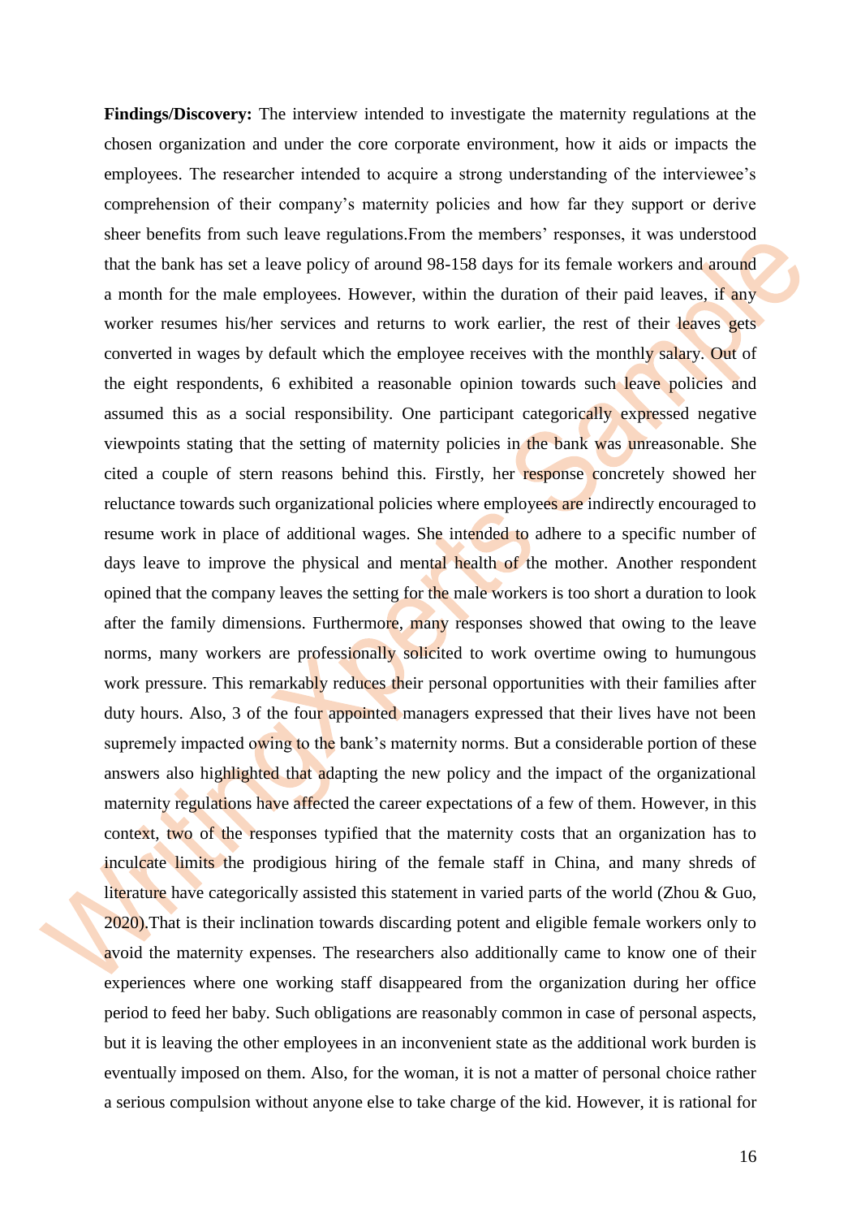**Findings/Discovery:** The interview intended to investigate the maternity regulations at the chosen organization and under the core corporate environment, how it aids or impacts the employees. The researcher intended to acquire a strong understanding of the interviewee's comprehension of their company's maternity policies and how far they support or derive sheer benefits from such leave regulations.From the members' responses, it was understood that the bank has set a leave policy of around 98-158 days for its female workers and around a month for the male employees. However, within the duration of their paid leaves, if any worker resumes his/her services and returns to work earlier, the rest of their leaves gets converted in wages by default which the employee receives with the monthly salary. Out of the eight respondents, 6 exhibited a reasonable opinion towards such leave policies and assumed this as a social responsibility. One participant categorically expressed negative viewpoints stating that the setting of maternity policies in the bank was unreasonable. She cited a couple of stern reasons behind this. Firstly, her response concretely showed her reluctance towards such organizational policies where employees are indirectly encouraged to resume work in place of additional wages. She intended to adhere to a specific number of days leave to improve the physical and mental health of the mother. Another respondent opined that the company leaves the setting for the male workers is too short a duration to look after the family dimensions. Furthermore, many responses showed that owing to the leave norms, many workers are professionally solicited to work overtime owing to humungous work pressure. This remarkably reduces their personal opportunities with their families after duty hours. Also, 3 of the four appointed managers expressed that their lives have not been supremely impacted owing to the bank's maternity norms. But a considerable portion of these answers also highlighted that adapting the new policy and the impact of the organizational maternity regulations have affected the career expectations of a few of them. However, in this context, two of the responses typified that the maternity costs that an organization has to inculcate limits the prodigious hiring of the female staff in China, and many shreds of literature have categorically assisted this statement in varied parts of the world (Zhou & Guo, 2020).That is their inclination towards discarding potent and eligible female workers only to avoid the maternity expenses. The researchers also additionally came to know one of their experiences where one working staff disappeared from the organization during her office period to feed her baby. Such obligations are reasonably common in case of personal aspects, but it is leaving the other employees in an inconvenient state as the additional work burden is eventually imposed on them. Also, for the woman, it is not a matter of personal choice rather a serious compulsion without anyone else to take charge of the kid. However, it is rational for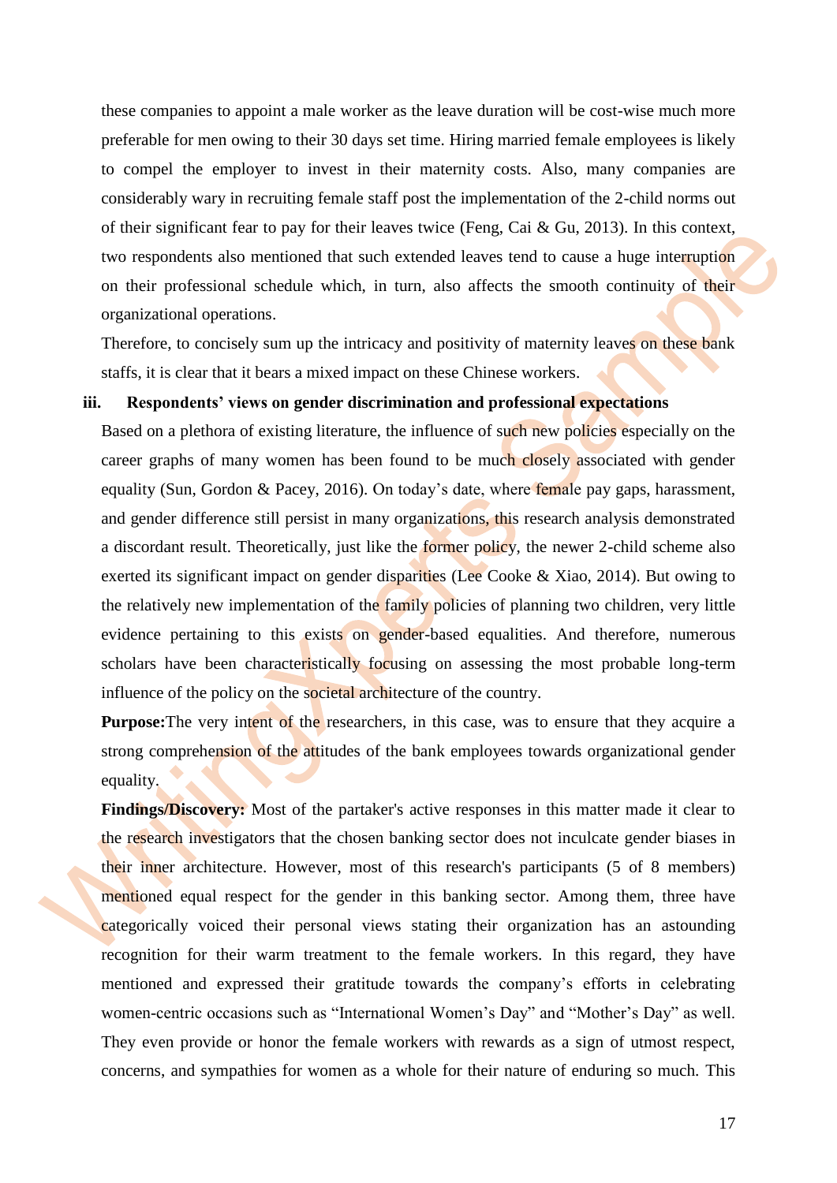these companies to appoint a male worker as the leave duration will be cost-wise much more preferable for men owing to their 30 days set time. Hiring married female employees is likely to compel the employer to invest in their maternity costs. Also, many companies are considerably wary in recruiting female staff post the implementation of the 2-child norms out of their significant fear to pay for their leaves twice (Feng, Cai & Gu, 2013). In this context, two respondents also mentioned that such extended leaves tend to cause a huge interruption on their professional schedule which, in turn, also affects the smooth continuity of their organizational operations.

Therefore, to concisely sum up the intricacy and positivity of maternity leaves on these bank staffs, it is clear that it bears a mixed impact on these Chinese workers.

**iii. Respondents' views on gender discrimination and professional expectations**

Based on a plethora of existing literature, the influence of such new policies especially on the career graphs of many women has been found to be much closely associated with gender equality (Sun, Gordon & Pacey, 2016). On today's date, where female pay gaps, harassment, and gender difference still persist in many organizations, this research analysis demonstrated a discordant result. Theoretically, just like the former policy, the newer 2-child scheme also exerted its significant impact on gender disparities (Lee Cooke & Xiao, 2014). But owing to the relatively new implementation of the family policies of planning two children, very little evidence pertaining to this exists on gender-based equalities. And therefore, numerous scholars have been characteristically focusing on assessing the most probable long-term influence of the policy on the societal architecture of the country.

**Purpose:**The very intent of the researchers, in this case, was to ensure that they acquire a strong comprehension of the attitudes of the bank employees towards organizational gender equality.

**Findings/Discovery:** Most of the partaker's active responses in this matter made it clear to the research investigators that the chosen banking sector does not inculcate gender biases in their inner architecture. However, most of this research's participants (5 of 8 members) mentioned equal respect for the gender in this banking sector. Among them, three have categorically voiced their personal views stating their organization has an astounding recognition for their warm treatment to the female workers. In this regard, they have mentioned and expressed their gratitude towards the company's efforts in celebrating women-centric occasions such as "International Women's Day" and "Mother's Day" as well. They even provide or honor the female workers with rewards as a sign of utmost respect, concerns, and sympathies for women as a whole for their nature of enduring so much. This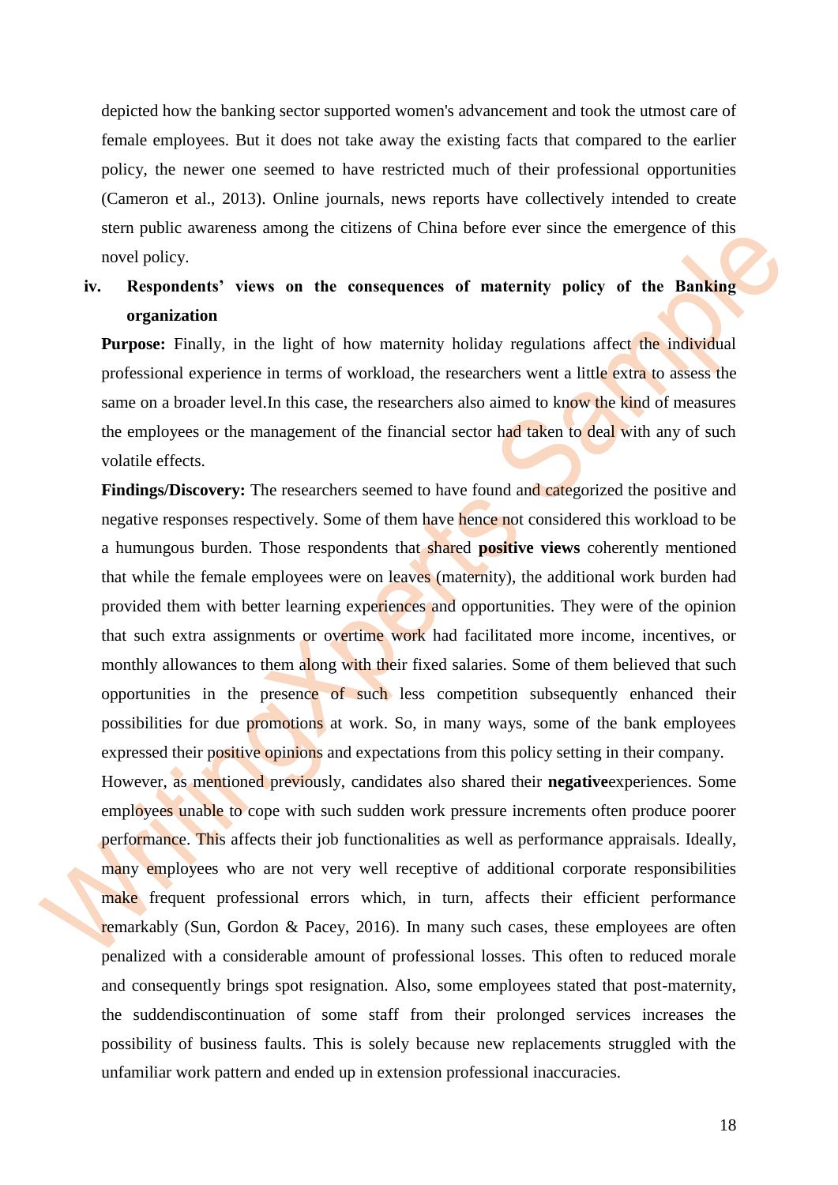depicted how the banking sector supported women's advancement and took the utmost care of female employees. But it does not take away the existing facts that compared to the earlier policy, the newer one seemed to have restricted much of their professional opportunities (Cameron et al., 2013). Online journals, news reports have collectively intended to create stern public awareness among the citizens of China before ever since the emergence of this novel policy.

iv. **Respondents' views on the consequences of maternity policy of the Banking organization**

**Purpose:** Finally, in the light of how maternity holiday regulations affect the individual professional experience in terms of workload, the researchers went a little extra to assess the same on a broader level.In this case, the researchers also aimed to know the kind of measures the employees or the management of the financial sector had taken to deal with any of such volatile effects.

**Findings/Discovery:** The researchers seemed to have found and categorized the positive and negative responses respectively. Some of them have hence not considered this workload to be a humungous burden. Those respondents that shared **positive views** coherently mentioned that while the female employees were on leaves (maternity), the additional work burden had provided them with better learning experiences and opportunities. They were of the opinion that such extra assignments or overtime work had facilitated more income, incentives, or monthly allowances to them along with their fixed salaries. Some of them believed that such opportunities in the presence of such less competition subsequently enhanced their possibilities for due promotions at work. So, in many ways, some of the bank employees expressed their positive opinions and expectations from this policy setting in their company.

However, as mentioned previously, candidates also shared their **negative**experiences. Some employees unable to cope with such sudden work pressure increments often produce poorer performance. This affects their job functionalities as well as performance appraisals. Ideally, many employees who are not very well receptive of additional corporate responsibilities make frequent professional errors which, in turn, affects their efficient performance remarkably (Sun, Gordon & Pacey, 2016). In many such cases, these employees are often penalized with a considerable amount of professional losses. This often to reduced morale and consequently brings spot resignation. Also, some employees stated that post-maternity, the suddendiscontinuation of some staff from their prolonged services increases the possibility of business faults. This is solely because new replacements struggled with the unfamiliar work pattern and ended up in extension professional inaccuracies.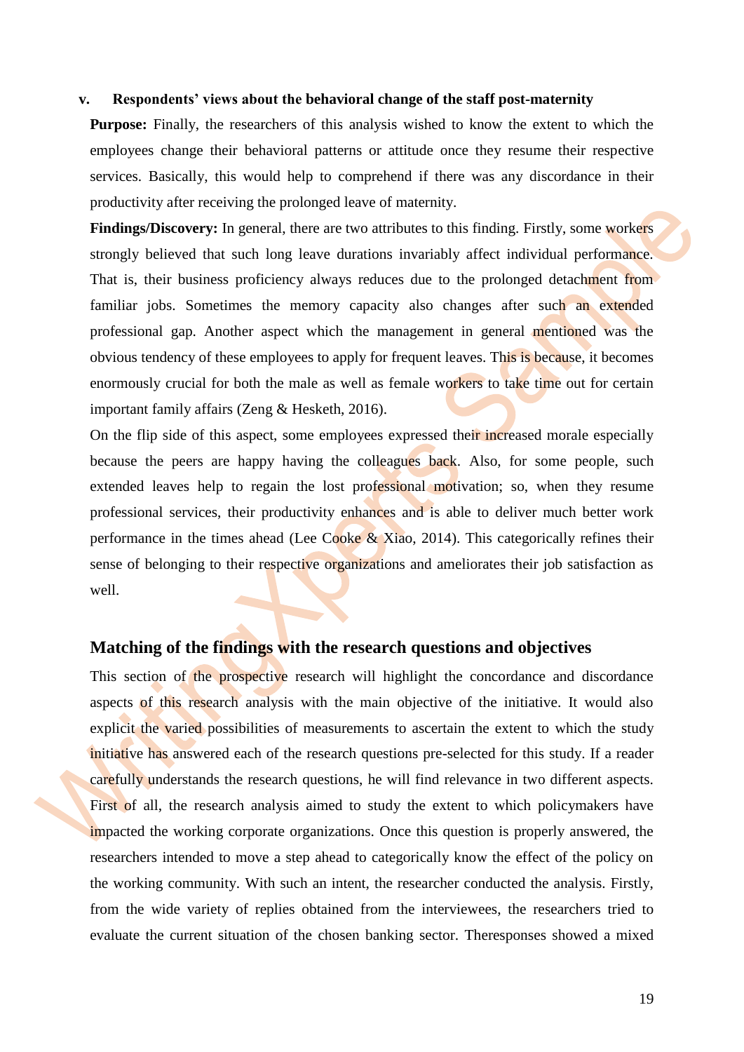**v. Respondents' views about the behavioral change of the staff post-maternity**

**Purpose:** Finally, the researchers of this analysis wished to know the extent to which the employees change their behavioral patterns or attitude once they resume their respective services. Basically, this would help to comprehend if there was any discordance in their productivity after receiving the prolonged leave of maternity.

**Findings/Discovery:** In general, there are two attributes to this finding. Firstly, some workers strongly believed that such long leave durations invariably affect individual performance. That is, their business proficiency always reduces due to the prolonged detachment from familiar jobs. Sometimes the memory capacity also changes after such an extended professional gap. Another aspect which the management in general mentioned was the obvious tendency of these employees to apply for frequent leaves. This is because, it becomes enormously crucial for both the male as well as female workers to take time out for certain important family affairs (Zeng & Hesketh, 2016).

On the flip side of this aspect, some employees expressed their increased morale especially because the peers are happy having the colleagues back. Also, for some people, such extended leaves help to regain the lost professional motivation; so, when they resume professional services, their productivity enhances and is able to deliver much better work performance in the times ahead (Lee Cooke & Xiao, 2014). This categorically refines their sense of belonging to their respective organizations and ameliorates their job satisfaction as well.

## Matching of the findings with the research questions and objectives

This section of the prospective research will highlight the concordance and discordance aspects of this research analysis with the main objective of the initiative. It would also explicit the varied possibilities of measurements to ascertain the extent to which the study initiative has answered each of the research questions pre-selected for this study. If a reader carefully understands the research questions, he will find relevance in two different aspects. First of all, the research analysis aimed to study the extent to which policymakers have impacted the working corporate organizations. Once this question is properly answered, the researchers intended to move a step ahead to categorically know the effect of the policy on the working community. With such an intent, the researcher conducted the analysis. Firstly, from the wide variety of replies obtained from the interviewees, the researchers tried to evaluate the current situation of the chosen banking sector. Theresponses showed a mixed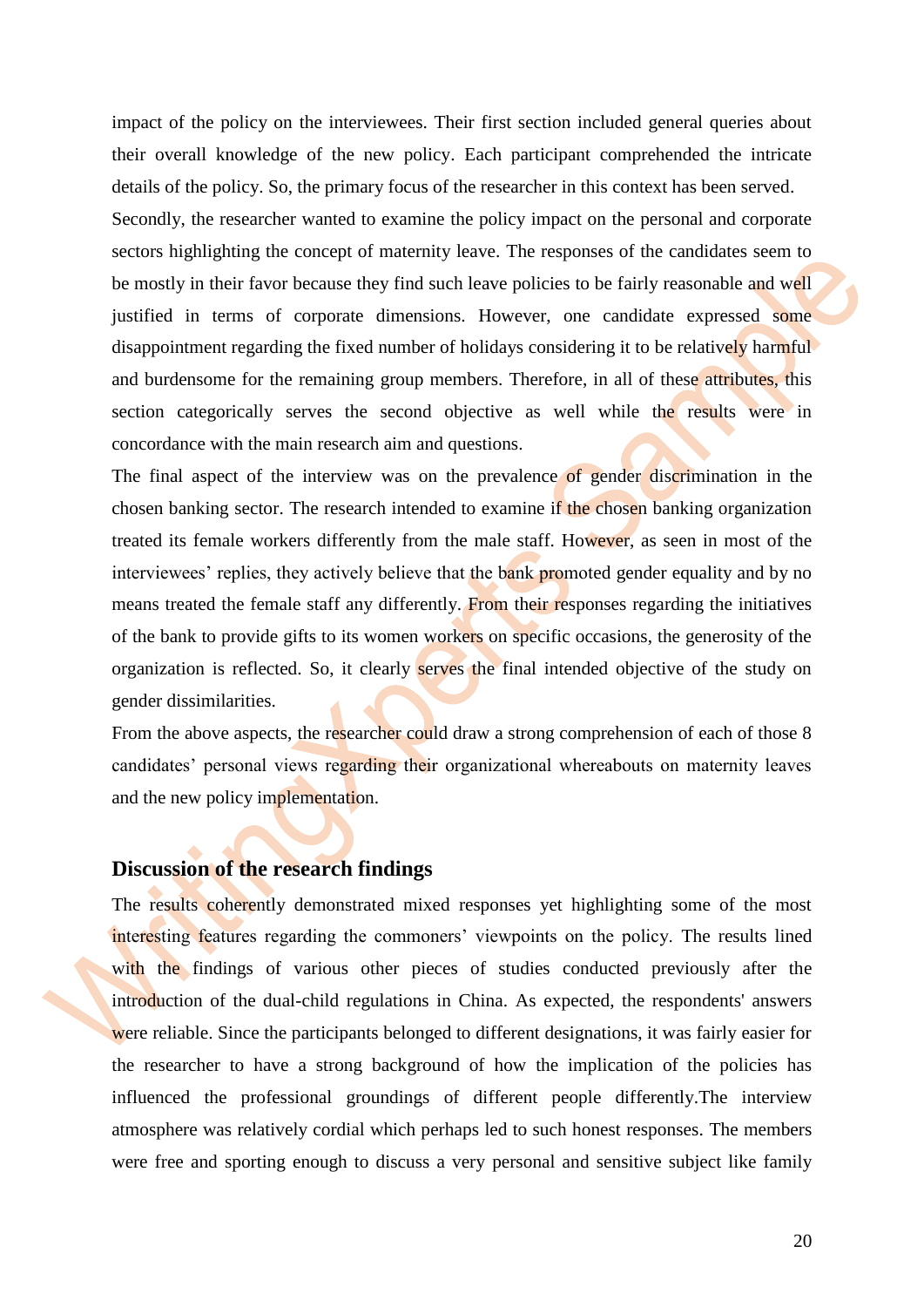impact of the policy on the interviewees. Their first section included general queries about their overall knowledge of the new policy. Each participant comprehended the intricate details of the policy. So, the primary focus of the researcher in this context has been served.

Secondly, the researcher wanted to examine the policy impact on the personal and corporate sectors highlighting the concept of maternity leave. The responses of the candidates seem to be mostly in their favor because they find such leave policies to be fairly reasonable and well justified in terms of corporate dimensions. However, one candidate expressed some disappointment regarding the fixed number of holidays considering it to be relatively harmful and burdensome for the remaining group members. Therefore, in all of these attributes, this section categorically serves the second objective as well while the results were in concordance with the main research aim and questions.

The final aspect of the interview was on the prevalence of gender discrimination in the chosen banking sector. The research intended to examine if the chosen banking organization treated its female workers differently from the male staff. However, as seen in most of the interviewees' replies, they actively believe that the bank promoted gender equality and by no means treated the female staff any differently. From their responses regarding the initiatives of the bank to provide gifts to its women workers on specific occasions, the generosity of the organization is reflected. So, it clearly serves the final intended objective of the study on gender dissimilarities.

From the above aspects, the researcher could draw a strong comprehension of each of those 8 candidates' personal views regarding their organizational whereabouts on maternity leaves and the new policy implementation.

## Discussion of the research findings

The results coherently demonstrated mixed responses yet highlighting some of the most interesting features regarding the commoners' viewpoints on the policy. The results lined with the findings of various other pieces of studies conducted previously after the introduction of the dual-child regulations in China. As expected, the respondents' answers were reliable. Since the participants belonged to different designations, it was fairly easier for the researcher to have a strong background of how the implication of the policies has influenced the professional groundings of different people differently.The interview atmosphere was relatively cordial which perhaps led to such honest responses. The members were free and sporting enough to discuss a very personal and sensitive subject like family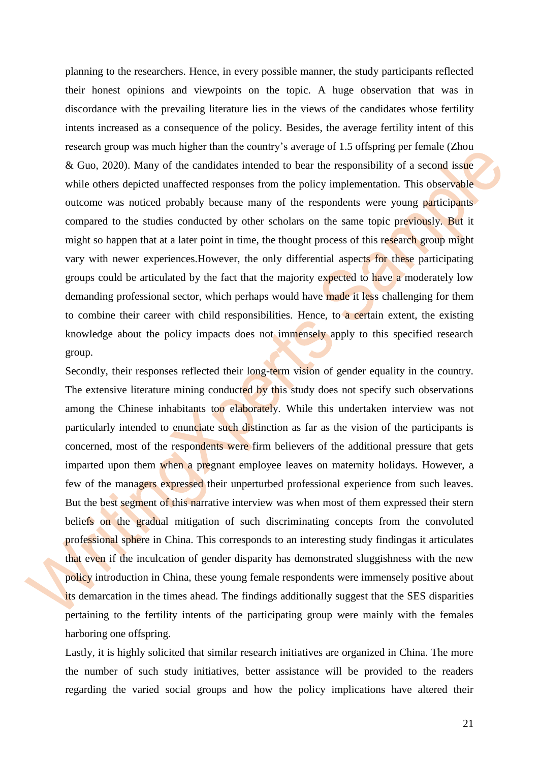planning to the researchers. Hence, in every possible manner, the study participants reflected their honest opinions and viewpoints on the topic. A huge observation that was in discordance with the prevailing literature lies in the views of the candidates whose fertility intents increased as a consequence of the policy. Besides, the average fertility intent of this research group was much higher than the country's average of 1.5 offspring per female (Zhou & Guo, 2020). Many of the candidates intended to bear the responsibility of a second issue while others depicted unaffected responses from the policy implementation. This observable outcome was noticed probably because many of the respondents were young participants compared to the studies conducted by other scholars on the same topic previously. But it might so happen that at a later point in time, the thought process of this research group might vary with newer experiences.However, the only differential aspects for these participating groups could be articulated by the fact that the majority expected to have a moderately low demanding professional sector, which perhaps would have made it less challenging for them to combine their career with child responsibilities. Hence, to a certain extent, the existing knowledge about the policy impacts does not immensely apply to this specified research group.

Secondly, their responses reflected their long-term vision of gender equality in the country. The extensive literature mining conducted by this study does not specify such observations among the Chinese inhabitants too elaborately. While this undertaken interview was not particularly intended to enunciate such distinction as far as the vision of the participants is concerned, most of the respondents were firm believers of the additional pressure that gets imparted upon them when a pregnant employee leaves on maternity holidays. However, a few of the managers expressed their unperturbed professional experience from such leaves. But the best segment of this narrative interview was when most of them expressed their stern beliefs on the gradual mitigation of such discriminating concepts from the convoluted professional sphere in China. This corresponds to an interesting study findingas it articulates that even if the inculcation of gender disparity has demonstrated sluggishness with the new policy introduction in China, these young female respondents were immensely positive about its demarcation in the times ahead. The findings additionally suggest that the SES disparities pertaining to the fertility intents of the participating group were mainly with the females harboring one offspring.

Lastly, it is highly solicited that similar research initiatives are organized in China. The more the number of such study initiatives, better assistance will be provided to the readers regarding the varied social groups and how the policy implications have altered their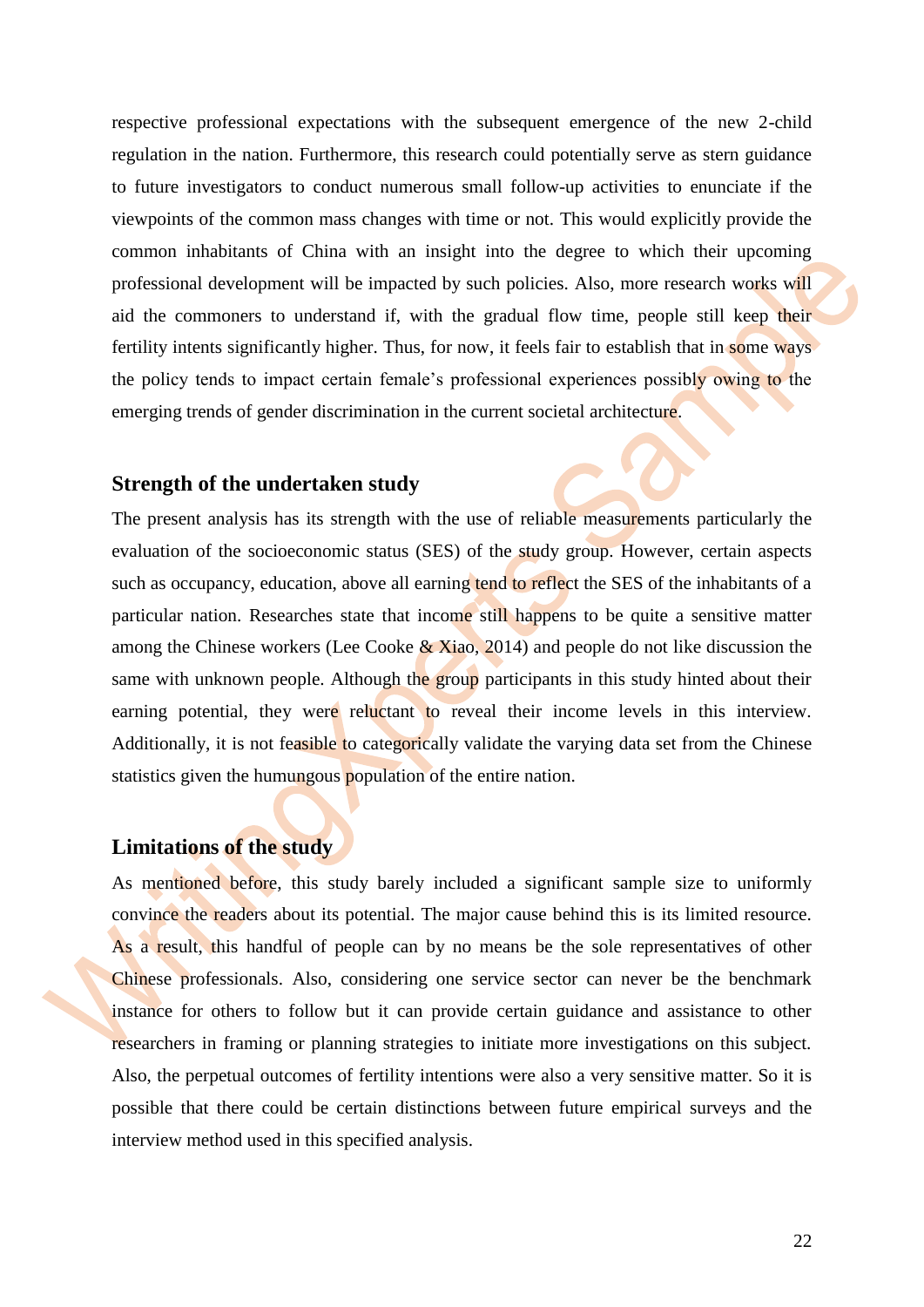respective professional expectations with the subsequent emergence of the new 2-child regulation in the nation. Furthermore, this research could potentially serve as stern guidance to future investigators to conduct numerous small follow-up activities to enunciate if the viewpoints of the common mass changes with time or not. This would explicitly provide the common inhabitants of China with an insight into the degree to which their upcoming professional development will be impacted by such policies. Also, more research works will aid the commoners to understand if, with the gradual flow time, people still keep their fertility intents significantly higher. Thus, for now, it feels fair to establish that in some ways the policy tends to impact certain female's professional experiences possibly owing to the emerging trends of gender discrimination in the current societal architecture.

## Strength of the undertaken study

The present analysis has its strength with the use of reliable measurements particularly the evaluation of the socioeconomic status (SES) of the study group. However, certain aspects such as occupancy, education, above all earning tend to reflect the SES of the inhabitants of a particular nation. Researches state that income still happens to be quite a sensitive matter among the Chinese workers (Lee Cooke & Xiao, 2014) and people do not like discussion the same with unknown people. Although the group participants in this study hinted about their earning potential, they were reluctant to reveal their income levels in this interview. Additionally, it is not feasible to categorically validate the varying data set from the Chinese statistics given the humungous population of the entire nation.

## Limitations of the study

As mentioned before, this study barely included a significant sample size to uniformly convince the readers about its potential. The major cause behind this is its limited resource. As a result, this handful of people can by no means be the sole representatives of other Chinese professionals. Also, considering one service sector can never be the benchmark instance for others to follow but it can provide certain guidance and assistance to other researchers in framing or planning strategies to initiate more investigations on this subject. Also, the perpetual outcomes of fertility intentions were also a very sensitive matter. So it is possible that there could be certain distinctions between future empirical surveys and the interview method used in this specified analysis.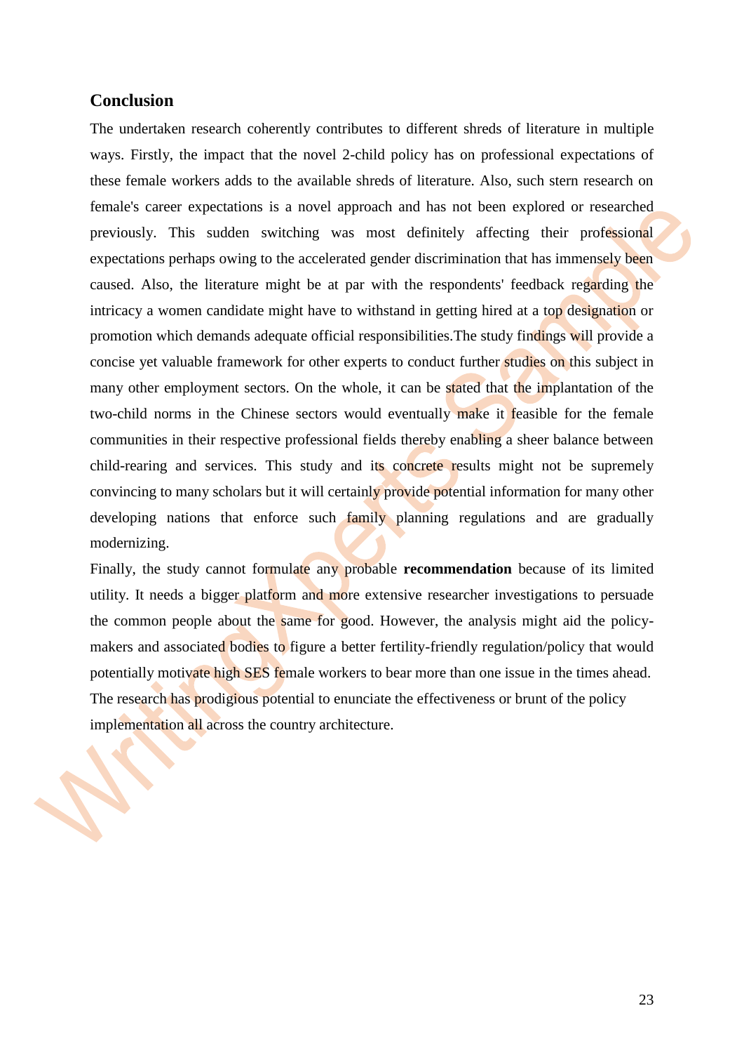## Conclusion

The undertaken research coherently contributes to different shreds of literature in multiple ways. Firstly, the impact that the novel 2-child policy has on professional expectations of these female workers adds to the available shreds of literature. Also, such stern research on female's career expectations is a novel approach and has not been explored or researched previously. This sudden switching was most definitely affecting their professional expectations perhaps owing to the accelerated gender discrimination that has immensely been caused. Also, the literature might be at par with the respondents' feedback regarding the intricacy a women candidate might have to withstand in getting hired at a top designation or promotion which demands adequate official responsibilities.The study findings will provide a concise yet valuable framework for other experts to conduct further studies on this subject in many other employment sectors. On the whole, it can be stated that the implantation of the two-child norms in the Chinese sectors would eventually make it feasible for the female communities in their respective professional fields thereby enabling a sheer balance between child-rearing and services. This study and its concrete results might not be supremely convincing to many scholars but it will certainly provide potential information for many other developing nations that enforce such family planning regulations and are gradually modernizing.

Finally, the study cannot formulate any probable **recommendation** because of its limited utility. It needs a bigger platform and more extensive researcher investigations to persuade the common people about the same for good. However, the analysis might aid the policy-makers and associated bodies to figure a better fertility-friendly regulation/policy that would potentially motivate high SES female workers to bear more than one issue in the times ahead. The research has prodigious potential to enunciate the effectiveness or brunt of the policy implementation all across the country architecture.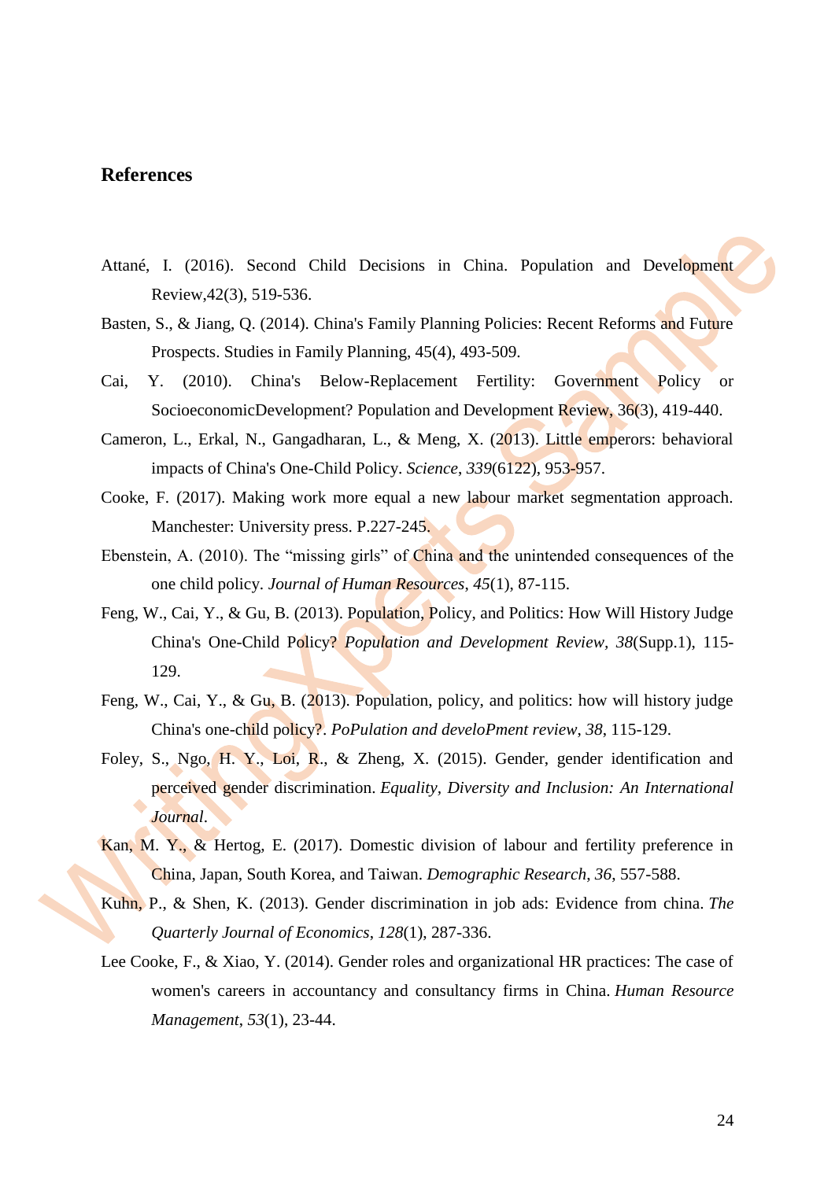## References

Attané, I. (2016). Second Child Decisions in China. Population and Development Review,42(3), 519-536.

Basten, S., & Jiang, Q. (2014). China's Family Planning Policies: Recent Reforms and Future Prospects. Studies in Family Planning, 45(4), 493-509.

Cai, Y. (2010). China's Below-Replacement Fertility: Government Policy or SocioeconomicDevelopment? Population and Development Review, 36(3), 419-440.

Cameron, L., Erkal, N., Gangadharan, L., & Meng, X. (2013). Little emperors: behavioral impacts of China's One-Child Policy. *Science*, *339*(6122), 953-957.

Cooke, F. (2017). Making work more equal a new labour market segmentation approach. Manchester: University press. P.227-245.

Ebenstein, A. (2010). The "missing girls" of China and the unintended consequences of the one child policy. *Journal of Human Resources*, *45*(1), 87-115.

Feng, W., Cai, Y., & Gu, B. (2013). Population, Policy, and Politics: How Will History Judge China's One-Child Policy? *Population and Development Review, 38*(Supp.1), 115-129.

Feng, W., Cai, Y., & Gu, B. (2013). Population, policy, and politics: how will history judge China's one-child policy?. *PoPulation and develoPment review*, *38*, 115-129.

Foley, S., Ngo, H. Y., Loi, R., & Zheng, X. (2015). Gender, gender identification and perceived gender discrimination. *Equality, Diversity and Inclusion: An International Journal*.

Kan, M. Y., & Hertog, E. (2017). Domestic division of labour and fertility preference in China, Japan, South Korea, and Taiwan. *Demographic Research*, *36*, 557-588.

Kuhn, P., & Shen, K. (2013). Gender discrimination in job ads: Evidence from china. *The Quarterly Journal of Economics*, *128*(1), 287-336.

Lee Cooke, F., & Xiao, Y. (2014). Gender roles and organizational HR practices: The case of women's careers in accountancy and consultancy firms in China. *Human Resource Management*, *53*(1), 23-44.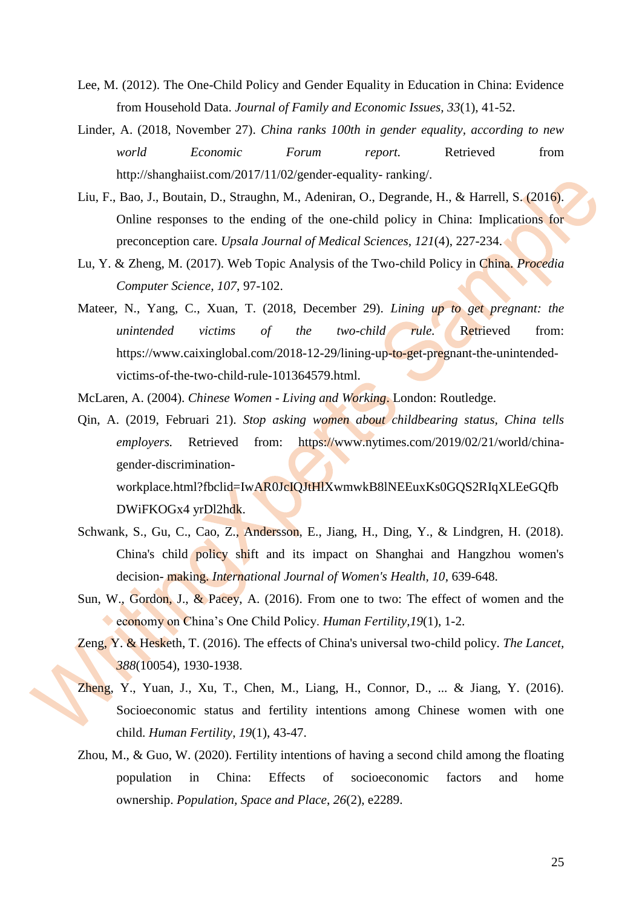Lee, M. (2012). The One-Child Policy and Gender Equality in Education in China: Evidence from Household Data. *Journal of Family and Economic Issues, 33*(1), 41-52.

Linder, A. (2018, November 27). *China ranks 100th in gender equality, according to new world Economic Forum report.* Retrieved from http://shanghaiist.com/2017/11/02/gender-equality- ranking/.

Liu, F., Bao, J., Boutain, D., Straughn, M., Adeniran, O., Degrande, H., & Harrell, S. (2016). Online responses to the ending of the one-child policy in China: Implications for preconception care. *Upsala Journal of Medical Sciences, 121*(4), 227-234.

Lu, Y. & Zheng, M. (2017). Web Topic Analysis of the Two-child Policy in China. *Procedia Computer Science, 107*, 97-102.

Mateer, N., Yang, C., Xuan, T. (2018, December 29). *Lining up to get pregnant: the unintended victims of the two-child rule.* Retrieved from: https://www.caixinglobal.com/2018-12-29/lining-up-to-get-pregnant-the-unintended-victims-of-the-two-child-rule-101364579.html.

McLaren, A. (2004). *Chinese Women - Living and Working*. London: Routledge.

Qin, A. (2019, Februari 21). *Stop asking women about childbearing status, China tells employers.* Retrieved from: https://www.nytimes.com/2019/02/21/world/china-gender-discrimination-workplace.html?fbclid=IwAR0JcIQJtHlXwmwkB8lNEEuxKs0GQS2RIqXLEeGQfbDWiFKOGx4 yrDl2hdk.

Schwank, S., Gu, C., Cao, Z., Andersson, E., Jiang, H., Ding, Y., & Lindgren, H. (2018). China's child policy shift and its impact on Shanghai and Hangzhou women's decision- making. *International Journal of Women's Health, 10*, 639-648.

Sun, W., Gordon, J., & Pacey, A. (2016). From one to two: The effect of women and the economy on China's One Child Policy. *Human Fertility,19*(1), 1-2.

Zeng, Y. & Hesketh, T. (2016). The effects of China's universal two-child policy. *The Lancet, 388*(10054), 1930-1938.

Zheng, Y., Yuan, J., Xu, T., Chen, M., Liang, H., Connor, D., ... & Jiang, Y. (2016). Socioeconomic status and fertility intentions among Chinese women with one child. *Human Fertility, 19*(1), 43-47.

Zhou, M., & Guo, W. (2020). Fertility intentions of having a second child among the floating population in China: Effects of socioeconomic factors and home ownership. *Population, Space and Place, 26*(2), e2289.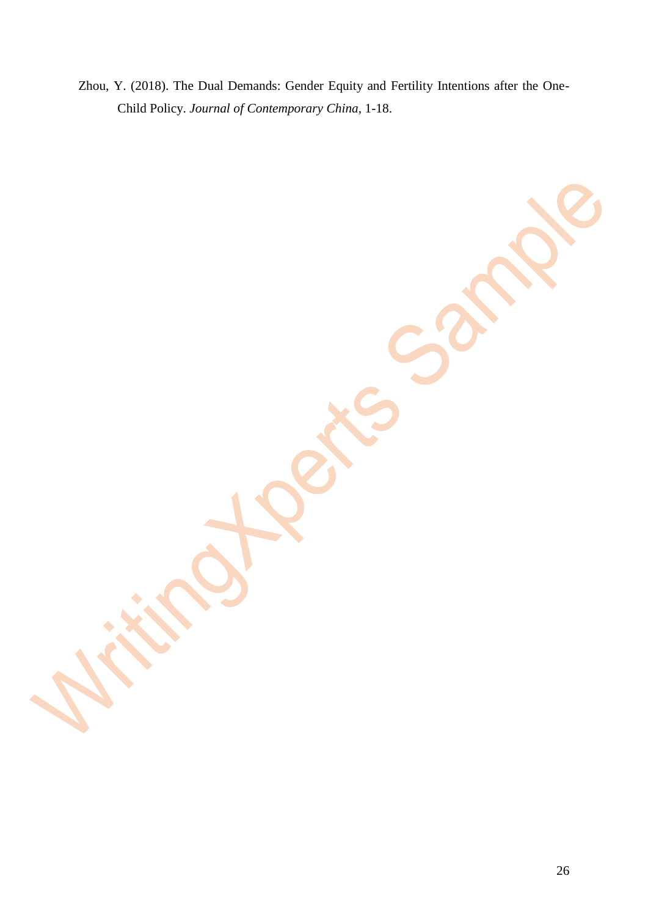Zhou, Y. (2018). The Dual Demands: Gender Equity and Fertility Intentions after the One-Child Policy. *Journal of Contemporary China*, 1-18.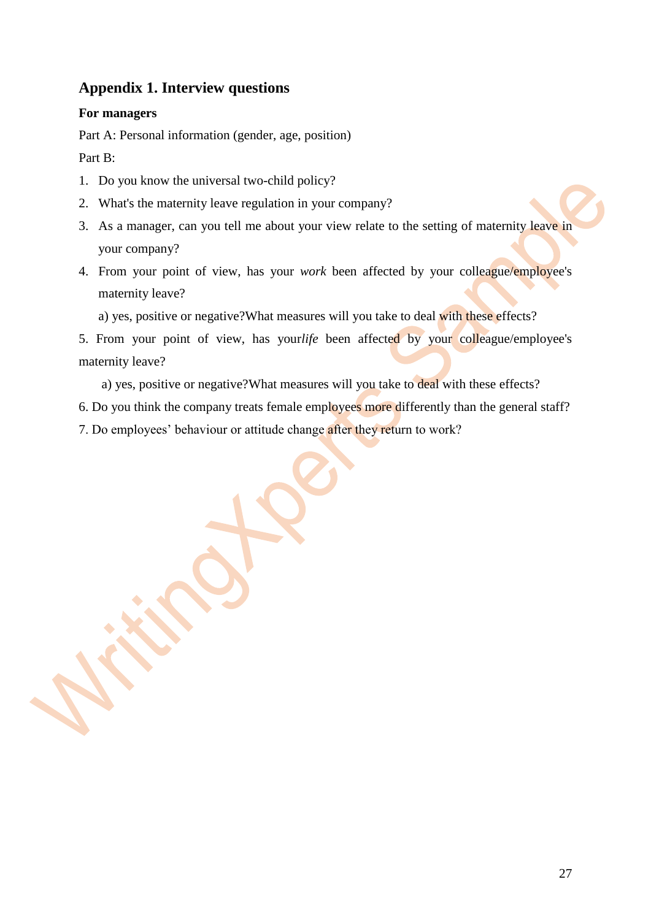## Appendix 1. Interview questions

**For managers**

Part A: Personal information (gender, age, position)

Part B:

1. Do you know the universal two-child policy?
2. What's the maternity leave regulation in your company?
3. As a manager, can you tell me about your view relate to the setting of maternity leave in your company?
4. From your point of view, has your *work* been affected by your colleague/employee's maternity leave?

   a) yes, positive or negative?What measures will you take to deal with these effects?

5. From your point of view, has your*life* been affected by your colleague/employee's maternity leave?

   a) yes, positive or negative?What measures will you take to deal with these effects?

6. Do you think the company treats female employees more differently than the general staff?
7. Do employees' behaviour or attitude change after they return to work?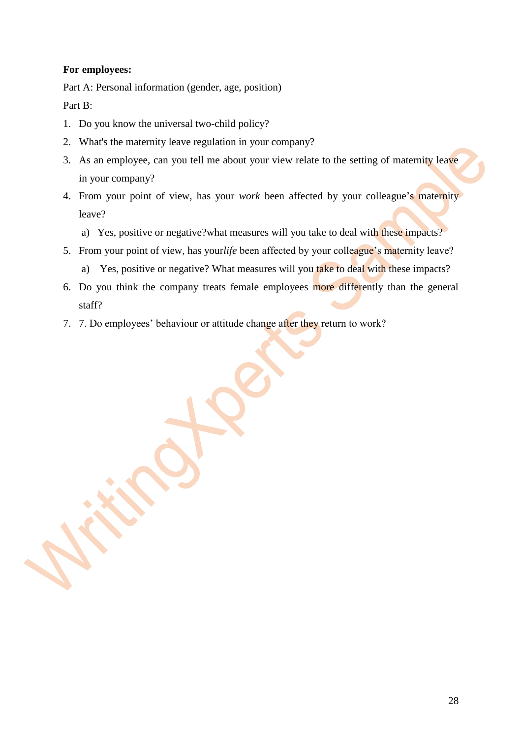**For employees:**

Part A: Personal information (gender, age, position)

Part B:

1. Do you know the universal two-child policy?
2. What's the maternity leave regulation in your company?
3. As an employee, can you tell me about your view relate to the setting of maternity leave in your company?
4. From your point of view, has your *work* been affected by your colleague's maternity leave?
   a) Yes, positive or negative?what measures will you take to deal with these impacts?
5. From your point of view, has your*life* been affected by your colleague's maternity leave?
   a) Yes, positive or negative? What measures will you take to deal with these impacts?
6. Do you think the company treats female employees more differently than the general staff?
7. 7. Do employees' behaviour or attitude change after they return to work?